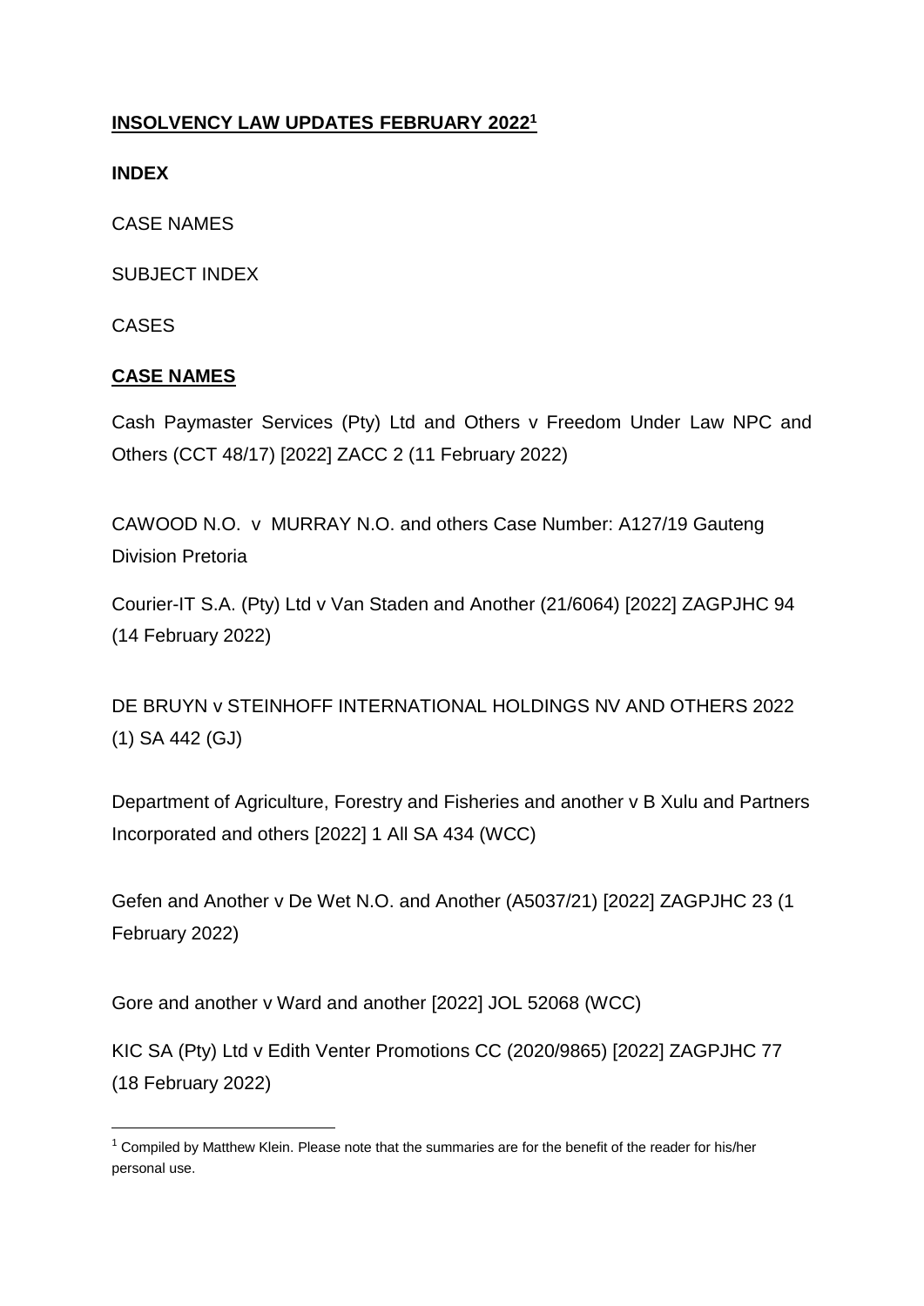**INSOLVENCY LAW UPDATES FEBRUARY 2022**[1]

**INDEX**

CASE NAMES

SUBJECT INDEX

CASES

**CASE NAMES**

Cash Paymaster Services (Pty) Ltd and Others v Freedom Under Law NPC and Others (CCT 48/17) [2022] ZACC 2 (11 February 2022)

CAWOOD N.O. v MURRAY N.O. and others Case Number: A127/19 Gauteng Division Pretoria

Courier-IT S.A. (Pty) Ltd v Van Staden and Another (21/6064) [2022] ZAGPJHC 94 (14 February 2022)

DE BRUYN v STEINHOFF INTERNATIONAL HOLDINGS NV AND OTHERS 2022 (1) SA 442 (GJ)

Department of Agriculture, Forestry and Fisheries and another v B Xulu and Partners Incorporated and others [2022] 1 All SA 434 (WCC)

Gefen and Another v De Wet N.O. and Another (A5037/21) [2022] ZAGPJHC 23 (1 February 2022)

Gore and another v Ward and another [2022] JOL 52068 (WCC)

KIC SA (Pty) Ltd v Edith Venter Promotions CC (2020/9865) [2022] ZAGPJHC 77 (18 February 2022)

[1] Compiled by Matthew Klein. Please note that the summaries are for the benefit of the reader for his/her personal use.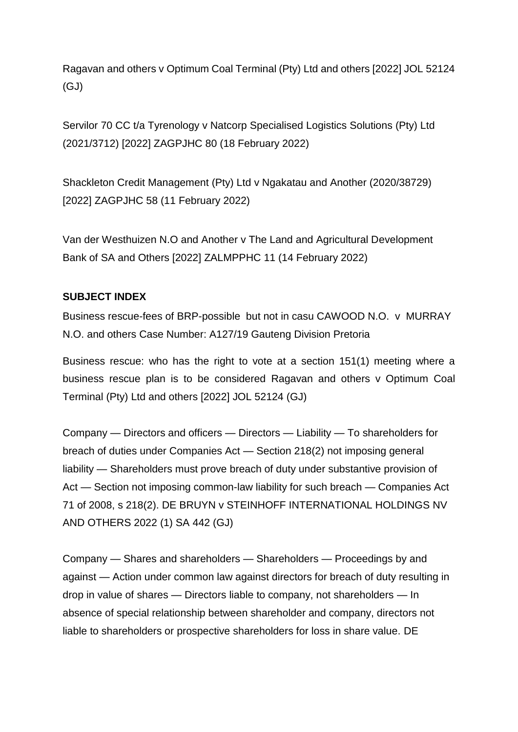Ragavan and others v Optimum Coal Terminal (Pty) Ltd and others [2022] JOL 52124 (GJ)

Servilor 70 CC t/a Tyrenology v Natcorp Specialised Logistics Solutions (Pty) Ltd (2021/3712) [2022] ZAGPJHC 80 (18 February 2022)

Shackleton Credit Management (Pty) Ltd v Ngakatau and Another (2020/38729) [2022] ZAGPJHC 58 (11 February 2022)

Van der Westhuizen N.O and Another v The Land and Agricultural Development Bank of SA and Others [2022] ZALMPPHC 11 (14 February 2022)

**SUBJECT INDEX**

Business rescue-fees of BRP-possible but not in casu CAWOOD N.O. v MURRAY N.O. and others Case Number: A127/19 Gauteng Division Pretoria

Business rescue: who has the right to vote at a section 151(1) meeting where a business rescue plan is to be considered Ragavan and others v Optimum Coal Terminal (Pty) Ltd and others [2022] JOL 52124 (GJ)

Company — Directors and officers — Directors — Liability — To shareholders for breach of duties under Companies Act — Section 218(2) not imposing general liability — Shareholders must prove breach of duty under substantive provision of Act — Section not imposing common-law liability for such breach — Companies Act 71 of 2008, s 218(2). DE BRUYN v STEINHOFF INTERNATIONAL HOLDINGS NV AND OTHERS 2022 (1) SA 442 (GJ)

Company — Shares and shareholders — Shareholders — Proceedings by and against — Action under common law against directors for breach of duty resulting in drop in value of shares — Directors liable to company, not shareholders — In absence of special relationship between shareholder and company, directors not liable to shareholders or prospective shareholders for loss in share value. DE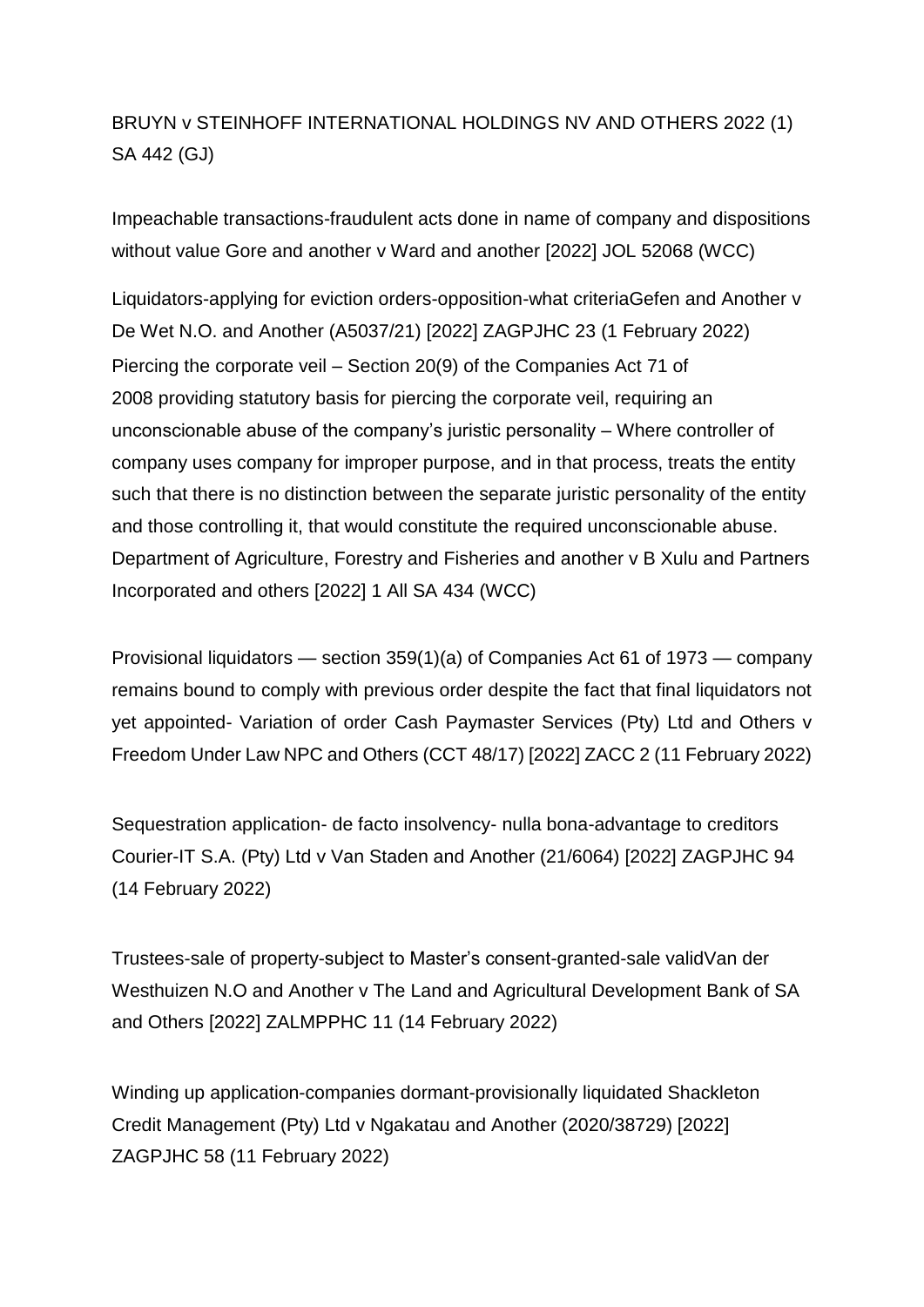BRUYN v STEINHOFF INTERNATIONAL HOLDINGS NV AND OTHERS 2022 (1) SA 442 (GJ)

Impeachable transactions-fraudulent acts done in name of company and dispositions without value Gore and another v Ward and another [2022] JOL 52068 (WCC)

Liquidators-applying for eviction orders-opposition-what criteriaGefen and Another v De Wet N.O. and Another (A5037/21) [2022] ZAGPJHC 23 (1 February 2022)

Piercing the corporate veil – Section 20(9) of the Companies Act 71 of 2008 providing statutory basis for piercing the corporate veil, requiring an unconscionable abuse of the company's juristic personality – Where controller of company uses company for improper purpose, and in that process, treats the entity such that there is no distinction between the separate juristic personality of the entity and those controlling it, that would constitute the required unconscionable abuse. Department of Agriculture, Forestry and Fisheries and another v B Xulu and Partners Incorporated and others [2022] 1 All SA 434 (WCC)

Provisional liquidators — section 359(1)(a) of Companies Act 61 of 1973 — company remains bound to comply with previous order despite the fact that final liquidators not yet appointed- Variation of order Cash Paymaster Services (Pty) Ltd and Others v Freedom Under Law NPC and Others (CCT 48/17) [2022] ZACC 2 (11 February 2022)

Sequestration application- de facto insolvency- nulla bona-advantage to creditors Courier-IT S.A. (Pty) Ltd v Van Staden and Another (21/6064) [2022] ZAGPJHC 94 (14 February 2022)

Trustees-sale of property-subject to Master's consent-granted-sale validVan der Westhuizen N.O and Another v The Land and Agricultural Development Bank of SA and Others [2022] ZALMPPHC 11 (14 February 2022)

Winding up application-companies dormant-provisionally liquidated Shackleton Credit Management (Pty) Ltd v Ngakatau and Another (2020/38729) [2022] ZAGPJHC 58 (11 February 2022)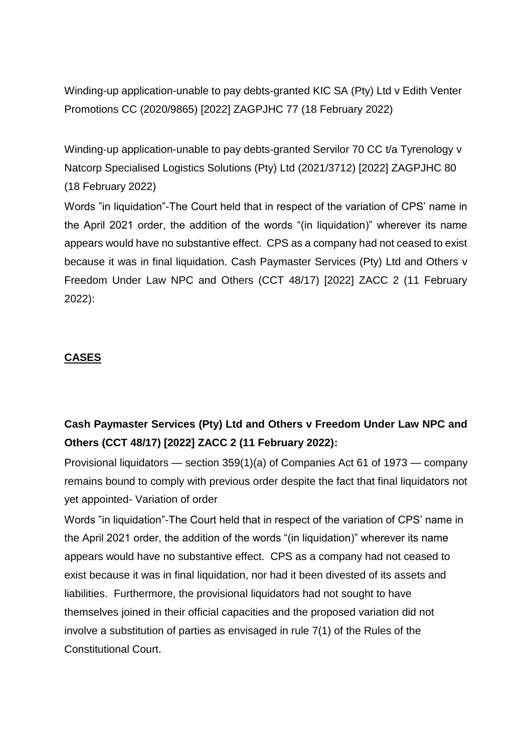Winding-up application-unable to pay debts-granted KIC SA (Pty) Ltd v Edith Venter Promotions CC (2020/9865) [2022] ZAGPJHC 77 (18 February 2022)

Winding-up application-unable to pay debts-granted Servilor 70 CC t/a Tyrenology v Natcorp Specialised Logistics Solutions (Pty) Ltd (2021/3712) [2022] ZAGPJHC 80 (18 February 2022)

Words "in liquidation"-The Court held that in respect of the variation of CPS' name in the April 2021 order, the addition of the words "(in liquidation)" wherever its name appears would have no substantive effect. CPS as a company had not ceased to exist because it was in final liquidation. Cash Paymaster Services (Pty) Ltd and Others v Freedom Under Law NPC and Others (CCT 48/17) [2022] ZACC 2 (11 February 2022):

## CASES

**Cash Paymaster Services (Pty) Ltd and Others v Freedom Under Law NPC and Others (CCT 48/17) [2022] ZACC 2 (11 February 2022):**

Provisional liquidators — section 359(1)(a) of Companies Act 61 of 1973 — company remains bound to comply with previous order despite the fact that final liquidators not yet appointed- Variation of order

Words "in liquidation"-The Court held that in respect of the variation of CPS' name in the April 2021 order, the addition of the words "(in liquidation)" wherever its name appears would have no substantive effect. CPS as a company had not ceased to exist because it was in final liquidation, nor had it been divested of its assets and liabilities. Furthermore, the provisional liquidators had not sought to have themselves joined in their official capacities and the proposed variation did not involve a substitution of parties as envisaged in rule 7(1) of the Rules of the Constitutional Court.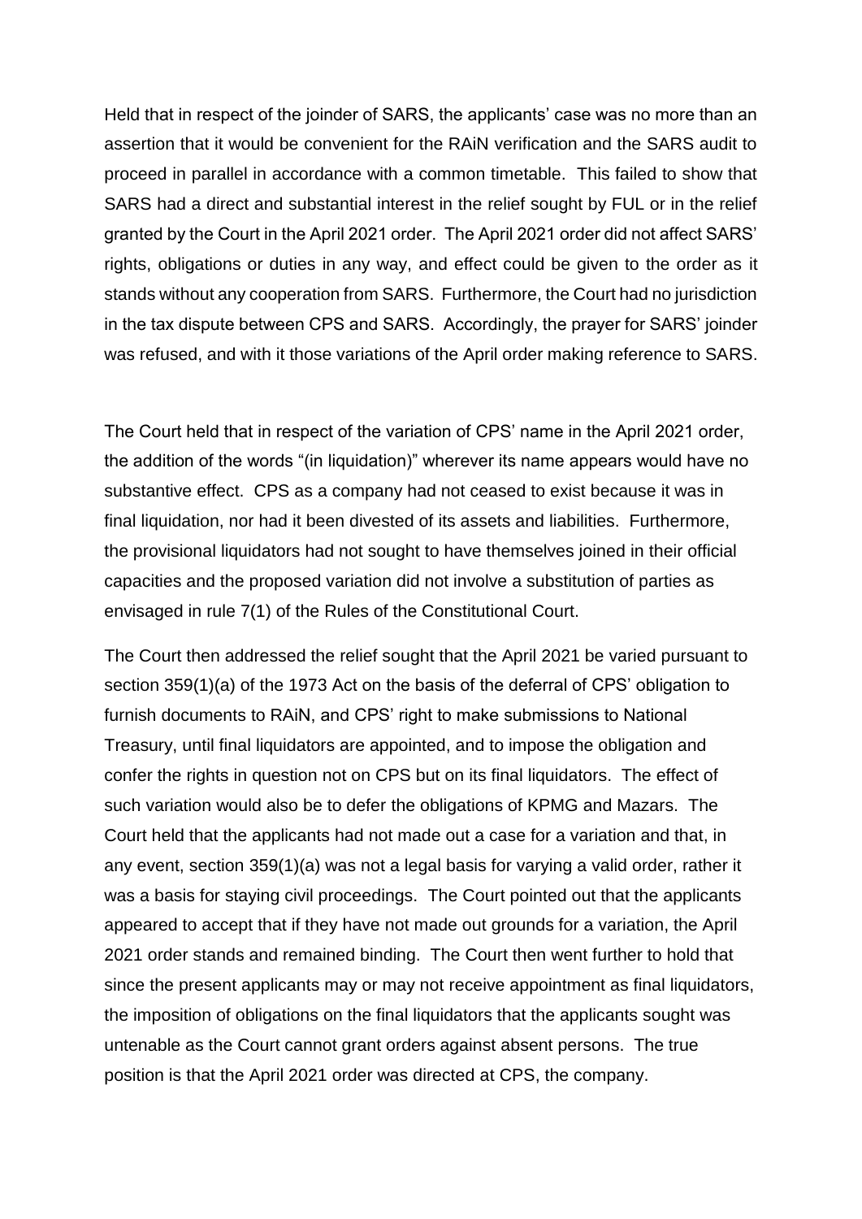Held that in respect of the joinder of SARS, the applicants' case was no more than an assertion that it would be convenient for the RAiN verification and the SARS audit to proceed in parallel in accordance with a common timetable. This failed to show that SARS had a direct and substantial interest in the relief sought by FUL or in the relief granted by the Court in the April 2021 order. The April 2021 order did not affect SARS' rights, obligations or duties in any way, and effect could be given to the order as it stands without any cooperation from SARS. Furthermore, the Court had no jurisdiction in the tax dispute between CPS and SARS. Accordingly, the prayer for SARS' joinder was refused, and with it those variations of the April order making reference to SARS.

The Court held that in respect of the variation of CPS' name in the April 2021 order, the addition of the words "(in liquidation)" wherever its name appears would have no substantive effect. CPS as a company had not ceased to exist because it was in final liquidation, nor had it been divested of its assets and liabilities. Furthermore, the provisional liquidators had not sought to have themselves joined in their official capacities and the proposed variation did not involve a substitution of parties as envisaged in rule 7(1) of the Rules of the Constitutional Court.

The Court then addressed the relief sought that the April 2021 be varied pursuant to section 359(1)(a) of the 1973 Act on the basis of the deferral of CPS' obligation to furnish documents to RAiN, and CPS' right to make submissions to National Treasury, until final liquidators are appointed, and to impose the obligation and confer the rights in question not on CPS but on its final liquidators. The effect of such variation would also be to defer the obligations of KPMG and Mazars. The Court held that the applicants had not made out a case for a variation and that, in any event, section 359(1)(a) was not a legal basis for varying a valid order, rather it was a basis for staying civil proceedings. The Court pointed out that the applicants appeared to accept that if they have not made out grounds for a variation, the April 2021 order stands and remained binding. The Court then went further to hold that since the present applicants may or may not receive appointment as final liquidators, the imposition of obligations on the final liquidators that the applicants sought was untenable as the Court cannot grant orders against absent persons. The true position is that the April 2021 order was directed at CPS, the company.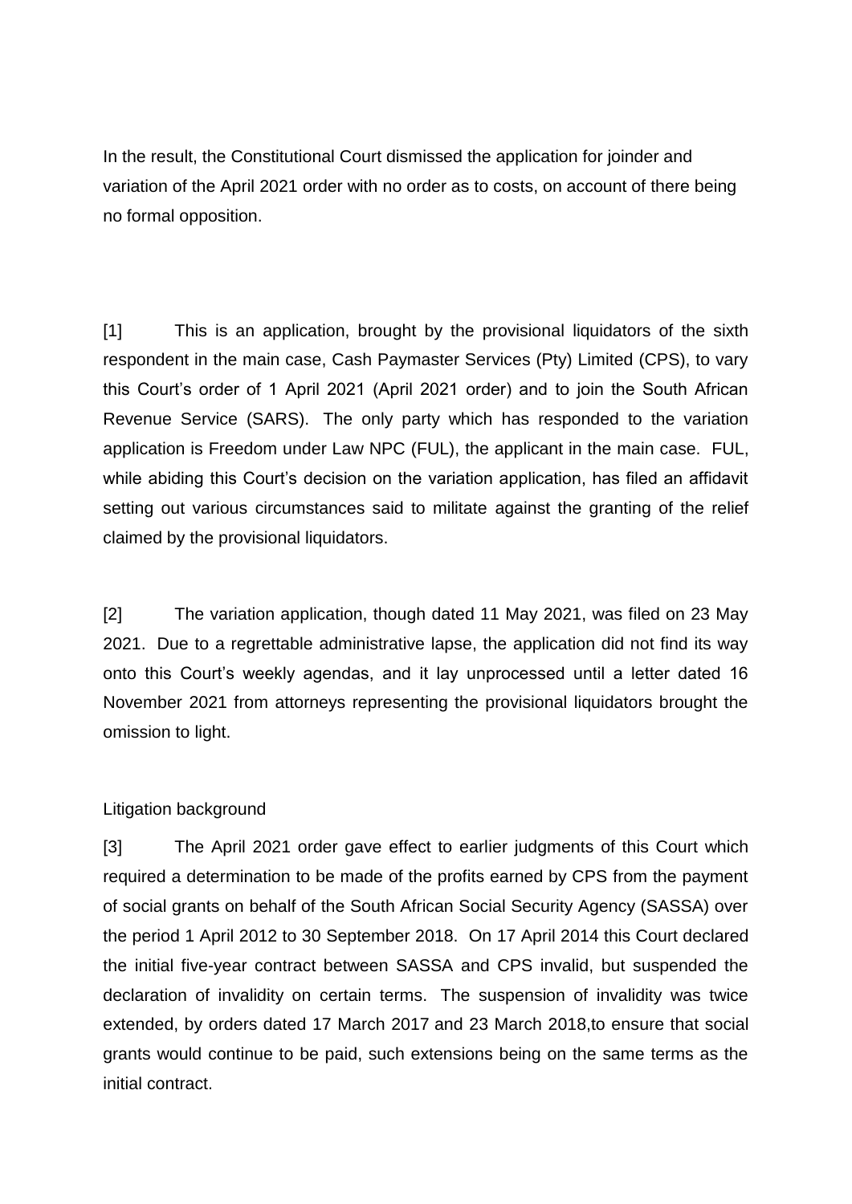In the result, the Constitutional Court dismissed the application for joinder and variation of the April 2021 order with no order as to costs, on account of there being no formal opposition.

[1] This is an application, brought by the provisional liquidators of the sixth respondent in the main case, Cash Paymaster Services (Pty) Limited (CPS), to vary this Court's order of 1 April 2021 (April 2021 order) and to join the South African Revenue Service (SARS). The only party which has responded to the variation application is Freedom under Law NPC (FUL), the applicant in the main case. FUL, while abiding this Court's decision on the variation application, has filed an affidavit setting out various circumstances said to militate against the granting of the relief claimed by the provisional liquidators.

[2] The variation application, though dated 11 May 2021, was filed on 23 May 2021. Due to a regrettable administrative lapse, the application did not find its way onto this Court's weekly agendas, and it lay unprocessed until a letter dated 16 November 2021 from attorneys representing the provisional liquidators brought the omission to light.

Litigation background

[3] The April 2021 order gave effect to earlier judgments of this Court which required a determination to be made of the profits earned by CPS from the payment of social grants on behalf of the South African Social Security Agency (SASSA) over the period 1 April 2012 to 30 September 2018. On 17 April 2014 this Court declared the initial five-year contract between SASSA and CPS invalid, but suspended the declaration of invalidity on certain terms. The suspension of invalidity was twice extended, by orders dated 17 March 2017 and 23 March 2018,to ensure that social grants would continue to be paid, such extensions being on the same terms as the initial contract.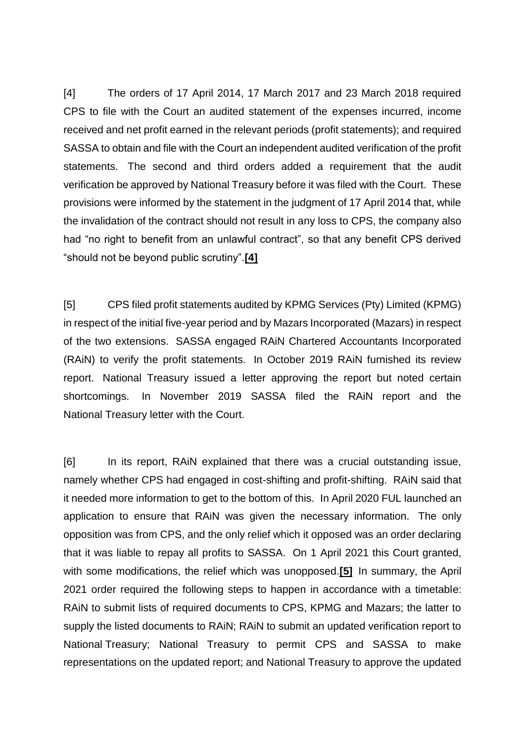[4] The orders of 17 April 2014, 17 March 2017 and 23 March 2018 required CPS to file with the Court an audited statement of the expenses incurred, income received and net profit earned in the relevant periods (profit statements); and required SASSA to obtain and file with the Court an independent audited verification of the profit statements. The second and third orders added a requirement that the audit verification be approved by National Treasury before it was filed with the Court. These provisions were informed by the statement in the judgment of 17 April 2014 that, while the invalidation of the contract should not result in any loss to CPS, the company also had "no right to benefit from an unlawful contract", so that any benefit CPS derived "should not be beyond public scrutiny".**[4]**

[5] CPS filed profit statements audited by KPMG Services (Pty) Limited (KPMG) in respect of the initial five-year period and by Mazars Incorporated (Mazars) in respect of the two extensions. SASSA engaged RAiN Chartered Accountants Incorporated (RAiN) to verify the profit statements. In October 2019 RAiN furnished its review report. National Treasury issued a letter approving the report but noted certain shortcomings. In November 2019 SASSA filed the RAiN report and the National Treasury letter with the Court.

[6] In its report, RAiN explained that there was a crucial outstanding issue, namely whether CPS had engaged in cost-shifting and profit-shifting. RAiN said that it needed more information to get to the bottom of this. In April 2020 FUL launched an application to ensure that RAiN was given the necessary information. The only opposition was from CPS, and the only relief which it opposed was an order declaring that it was liable to repay all profits to SASSA. On 1 April 2021 this Court granted, with some modifications, the relief which was unopposed.**[5]** In summary, the April 2021 order required the following steps to happen in accordance with a timetable: RAiN to submit lists of required documents to CPS, KPMG and Mazars; the latter to supply the listed documents to RAiN; RAiN to submit an updated verification report to National Treasury; National Treasury to permit CPS and SASSA to make representations on the updated report; and National Treasury to approve the updated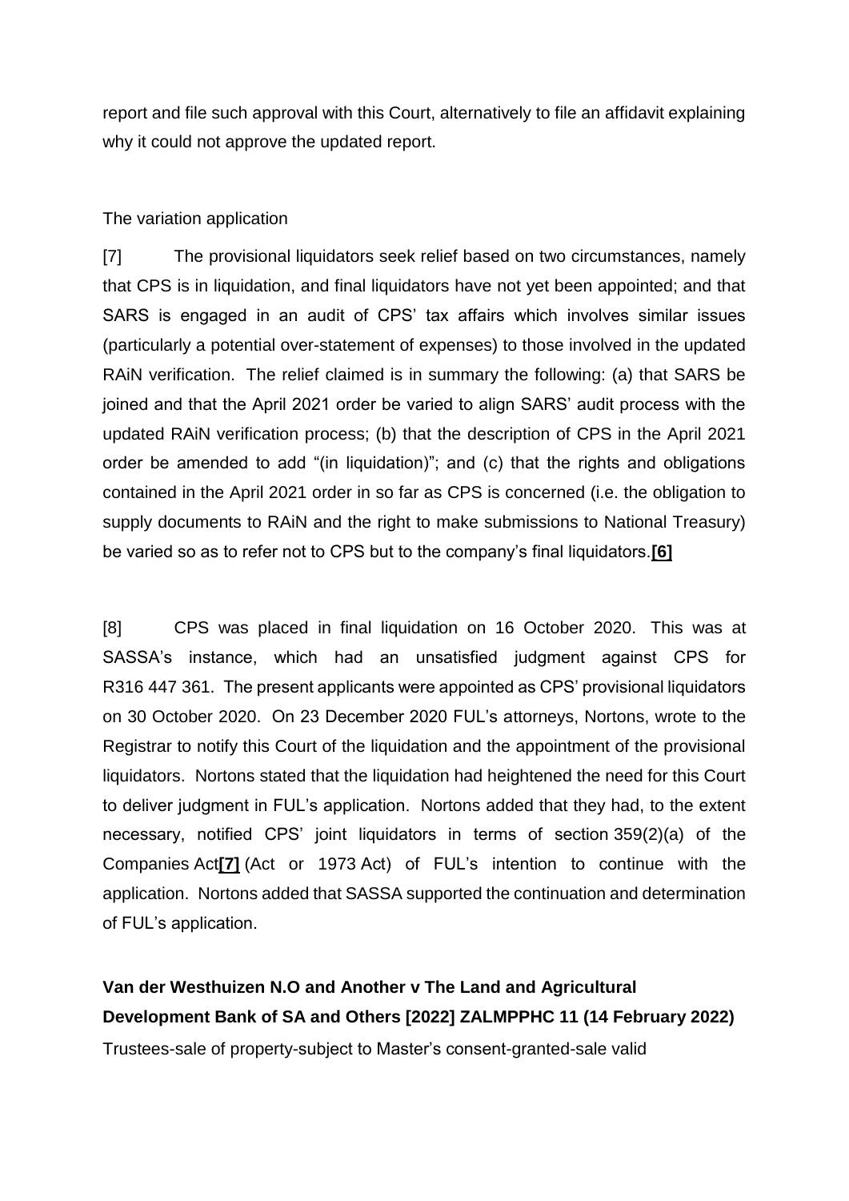report and file such approval with this Court, alternatively to file an affidavit explaining why it could not approve the updated report.

The variation application

[7] The provisional liquidators seek relief based on two circumstances, namely that CPS is in liquidation, and final liquidators have not yet been appointed; and that SARS is engaged in an audit of CPS' tax affairs which involves similar issues (particularly a potential over-statement of expenses) to those involved in the updated RAiN verification. The relief claimed is in summary the following: (a) that SARS be joined and that the April 2021 order be varied to align SARS' audit process with the updated RAiN verification process; (b) that the description of CPS in the April 2021 order be amended to add "(in liquidation)"; and (c) that the rights and obligations contained in the April 2021 order in so far as CPS is concerned (i.e. the obligation to supply documents to RAiN and the right to make submissions to National Treasury) be varied so as to refer not to CPS but to the company's final liquidators.**[6]**

[8] CPS was placed in final liquidation on 16 October 2020. This was at SASSA's instance, which had an unsatisfied judgment against CPS for R316 447 361. The present applicants were appointed as CPS' provisional liquidators on 30 October 2020. On 23 December 2020 FUL's attorneys, Nortons, wrote to the Registrar to notify this Court of the liquidation and the appointment of the provisional liquidators. Nortons stated that the liquidation had heightened the need for this Court to deliver judgment in FUL's application. Nortons added that they had, to the extent necessary, notified CPS' joint liquidators in terms of section 359(2)(a) of the Companies Act**[7]** (Act or 1973 Act) of FUL's intention to continue with the application. Nortons added that SASSA supported the continuation and determination of FUL's application.

**Van der Westhuizen N.O and Another v The Land and Agricultural Development Bank of SA and Others [2022] ZALMPPHC 11 (14 February 2022)**

Trustees-sale of property-subject to Master's consent-granted-sale valid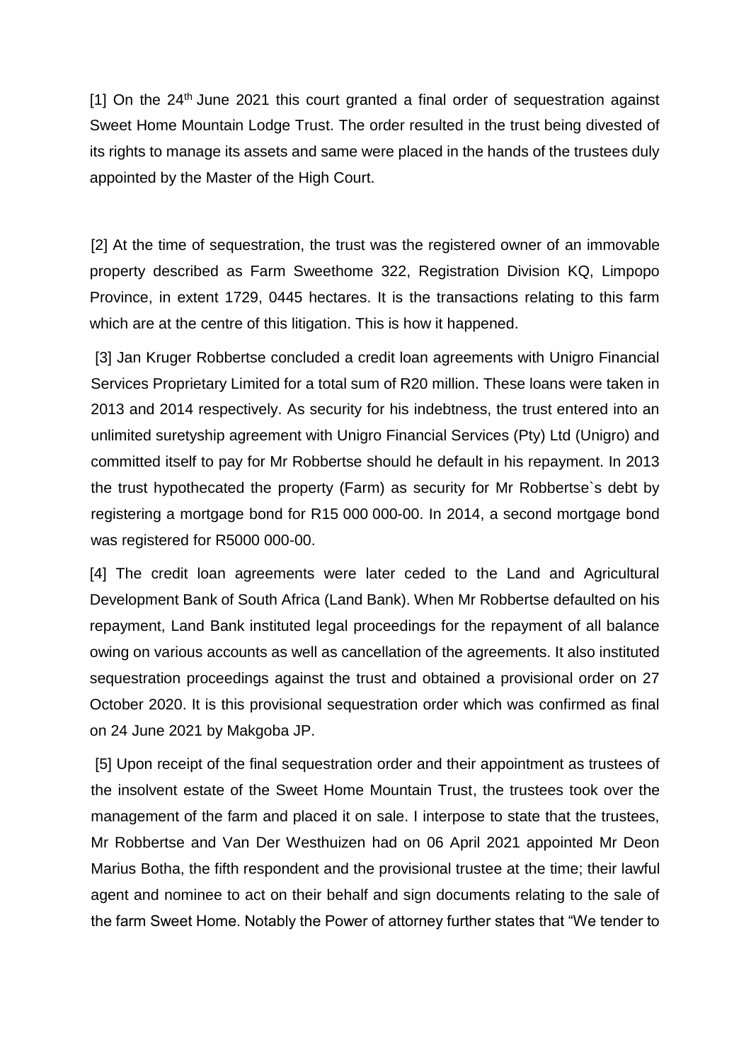[1] On the 24th June 2021 this court granted a final order of sequestration against Sweet Home Mountain Lodge Trust. The order resulted in the trust being divested of its rights to manage its assets and same were placed in the hands of the trustees duly appointed by the Master of the High Court.

[2] At the time of sequestration, the trust was the registered owner of an immovable property described as Farm Sweethome 322, Registration Division KQ, Limpopo Province, in extent 1729, 0445 hectares. It is the transactions relating to this farm which are at the centre of this litigation. This is how it happened.

[3] Jan Kruger Robbertse concluded a credit loan agreements with Unigro Financial Services Proprietary Limited for a total sum of R20 million. These loans were taken in 2013 and 2014 respectively. As security for his indebtness, the trust entered into an unlimited suretyship agreement with Unigro Financial Services (Pty) Ltd (Unigro) and committed itself to pay for Mr Robbertse should he default in his repayment. In 2013 the trust hypothecated the property (Farm) as security for Mr Robbertse`s debt by registering a mortgage bond for R15 000 000-00. In 2014, a second mortgage bond was registered for R5000 000-00.

[4] The credit loan agreements were later ceded to the Land and Agricultural Development Bank of South Africa (Land Bank). When Mr Robbertse defaulted on his repayment, Land Bank instituted legal proceedings for the repayment of all balance owing on various accounts as well as cancellation of the agreements. It also instituted sequestration proceedings against the trust and obtained a provisional order on 27 October 2020. It is this provisional sequestration order which was confirmed as final on 24 June 2021 by Makgoba JP.

[5] Upon receipt of the final sequestration order and their appointment as trustees of the insolvent estate of the Sweet Home Mountain Trust, the trustees took over the management of the farm and placed it on sale. I interpose to state that the trustees, Mr Robbertse and Van Der Westhuizen had on 06 April 2021 appointed Mr Deon Marius Botha, the fifth respondent and the provisional trustee at the time; their lawful agent and nominee to act on their behalf and sign documents relating to the sale of the farm Sweet Home. Notably the Power of attorney further states that "We tender to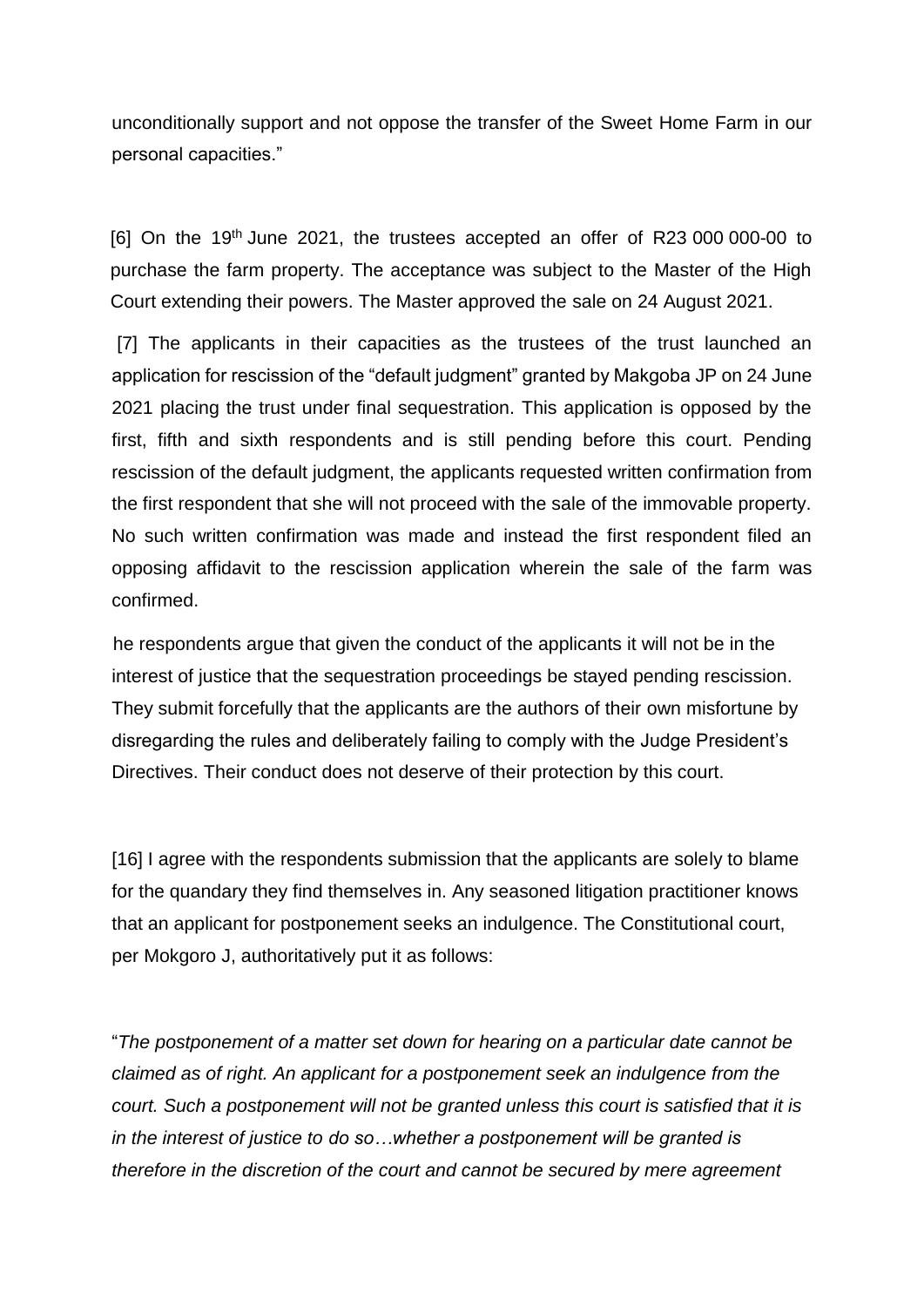unconditionally support and not oppose the transfer of the Sweet Home Farm in our personal capacities."

[6] On the 19th June 2021, the trustees accepted an offer of R23 000 000-00 to purchase the farm property. The acceptance was subject to the Master of the High Court extending their powers. The Master approved the sale on 24 August 2021.

[7] The applicants in their capacities as the trustees of the trust launched an application for rescission of the "default judgment" granted by Makgoba JP on 24 June 2021 placing the trust under final sequestration. This application is opposed by the first, fifth and sixth respondents and is still pending before this court. Pending rescission of the default judgment, the applicants requested written confirmation from the first respondent that she will not proceed with the sale of the immovable property. No such written confirmation was made and instead the first respondent filed an opposing affidavit to the rescission application wherein the sale of the farm was confirmed.

he respondents argue that given the conduct of the applicants it will not be in the interest of justice that the sequestration proceedings be stayed pending rescission. They submit forcefully that the applicants are the authors of their own misfortune by disregarding the rules and deliberately failing to comply with the Judge President's Directives. Their conduct does not deserve of their protection by this court.

[16] I agree with the respondents submission that the applicants are solely to blame for the quandary they find themselves in. Any seasoned litigation practitioner knows that an applicant for postponement seeks an indulgence. The Constitutional court, per Mokgoro J, authoritatively put it as follows:

"*The postponement of a matter set down for hearing on a particular date cannot be claimed as of right. An applicant for a postponement seek an indulgence from the court. Such a postponement will not be granted unless this court is satisfied that it is in the interest of justice to do so…whether a postponement will be granted is therefore in the discretion of the court and cannot be secured by mere agreement*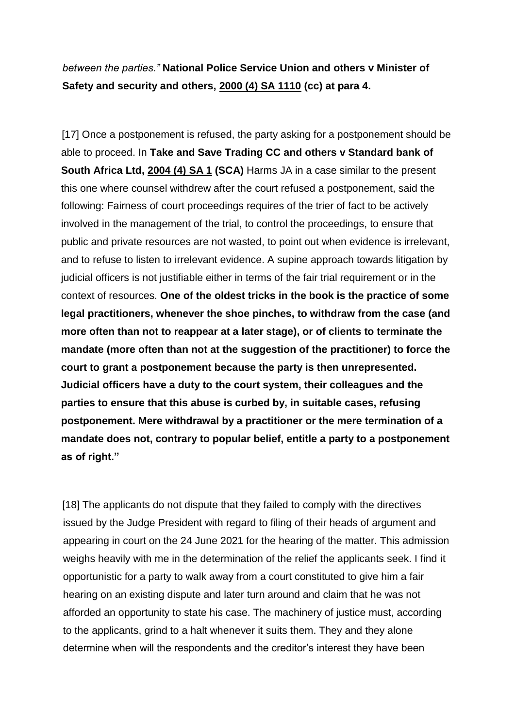*between the parties."* **National Police Service Union and others v Minister of Safety and security and others, 2000 (4) SA 1110 (cc) at para 4.**

[17] Once a postponement is refused, the party asking for a postponement should be able to proceed. In **Take and Save Trading CC and others v Standard bank of South Africa Ltd, 2004 (4) SA 1 (SCA)** Harms JA in a case similar to the present this one where counsel withdrew after the court refused a postponement, said the following: Fairness of court proceedings requires of the trier of fact to be actively involved in the management of the trial, to control the proceedings, to ensure that public and private resources are not wasted, to point out when evidence is irrelevant, and to refuse to listen to irrelevant evidence. A supine approach towards litigation by judicial officers is not justifiable either in terms of the fair trial requirement or in the context of resources. **One of the oldest tricks in the book is the practice of some legal practitioners, whenever the shoe pinches, to withdraw from the case (and more often than not to reappear at a later stage), or of clients to terminate the mandate (more often than not at the suggestion of the practitioner) to force the court to grant a postponement because the party is then unrepresented. Judicial officers have a duty to the court system, their colleagues and the parties to ensure that this abuse is curbed by, in suitable cases, refusing postponement. Mere withdrawal by a practitioner or the mere termination of a mandate does not, contrary to popular belief, entitle a party to a postponement as of right."**

[18] The applicants do not dispute that they failed to comply with the directives issued by the Judge President with regard to filing of their heads of argument and appearing in court on the 24 June 2021 for the hearing of the matter. This admission weighs heavily with me in the determination of the relief the applicants seek. I find it opportunistic for a party to walk away from a court constituted to give him a fair hearing on an existing dispute and later turn around and claim that he was not afforded an opportunity to state his case. The machinery of justice must, according to the applicants, grind to a halt whenever it suits them. They and they alone determine when will the respondents and the creditor's interest they have been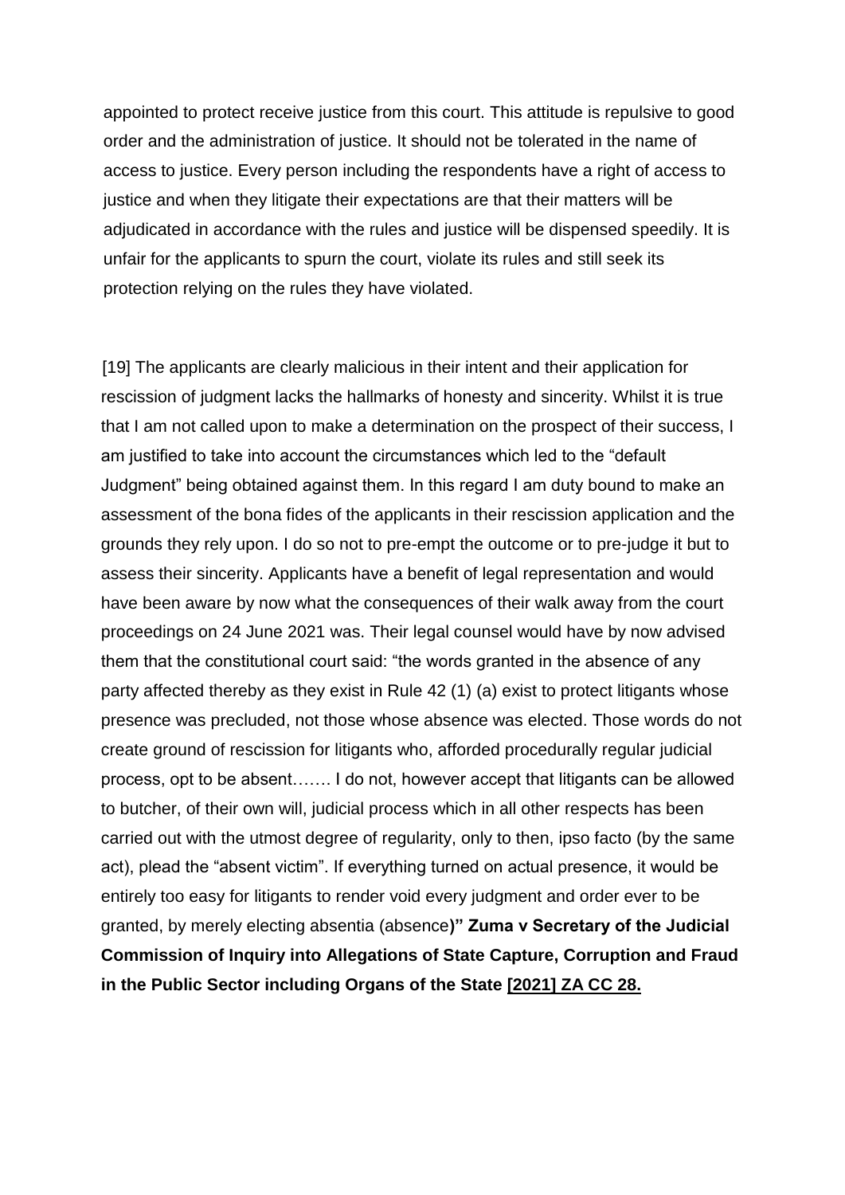appointed to protect receive justice from this court. This attitude is repulsive to good order and the administration of justice. It should not be tolerated in the name of access to justice. Every person including the respondents have a right of access to justice and when they litigate their expectations are that their matters will be adjudicated in accordance with the rules and justice will be dispensed speedily. It is unfair for the applicants to spurn the court, violate its rules and still seek its protection relying on the rules they have violated.

[19] The applicants are clearly malicious in their intent and their application for rescission of judgment lacks the hallmarks of honesty and sincerity. Whilst it is true that I am not called upon to make a determination on the prospect of their success, I am justified to take into account the circumstances which led to the "default Judgment" being obtained against them. In this regard I am duty bound to make an assessment of the bona fides of the applicants in their rescission application and the grounds they rely upon. I do so not to pre-empt the outcome or to pre-judge it but to assess their sincerity. Applicants have a benefit of legal representation and would have been aware by now what the consequences of their walk away from the court proceedings on 24 June 2021 was. Their legal counsel would have by now advised them that the constitutional court said: "the words granted in the absence of any party affected thereby as they exist in Rule 42 (1) (a) exist to protect litigants whose presence was precluded, not those whose absence was elected. Those words do not create ground of rescission for litigants who, afforded procedurally regular judicial process, opt to be absent……. I do not, however accept that litigants can be allowed to butcher, of their own will, judicial process which in all other respects has been carried out with the utmost degree of regularity, only to then, ipso facto (by the same act), plead the "absent victim". If everything turned on actual presence, it would be entirely too easy for litigants to render void every judgment and order ever to be granted, by merely electing absentia (absence**)" Zuma v Secretary of the Judicial Commission of Inquiry into Allegations of State Capture, Corruption and Fraud in the Public Sector including Organs of the State [2021] ZA CC 28.**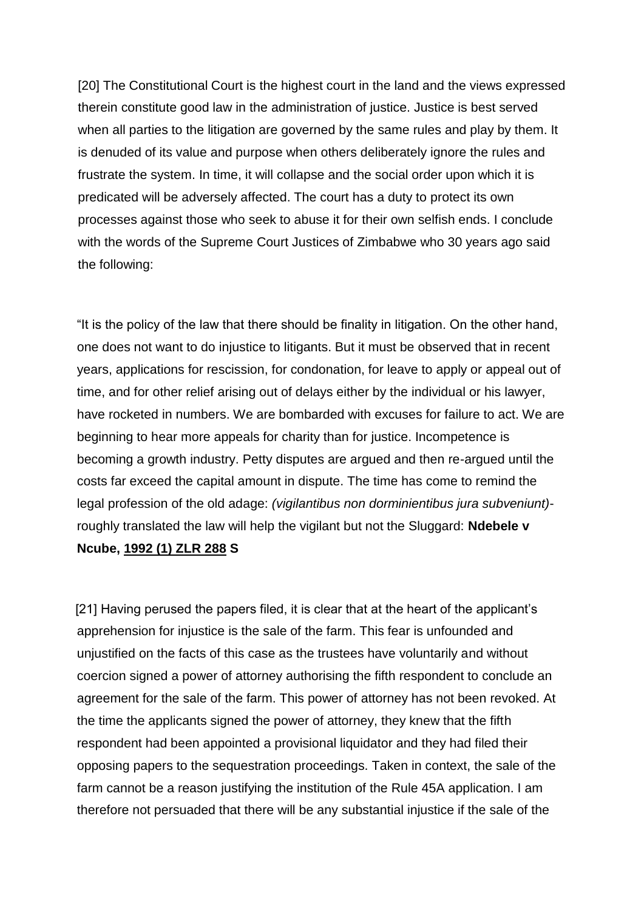[20] The Constitutional Court is the highest court in the land and the views expressed therein constitute good law in the administration of justice. Justice is best served when all parties to the litigation are governed by the same rules and play by them. It is denuded of its value and purpose when others deliberately ignore the rules and frustrate the system. In time, it will collapse and the social order upon which it is predicated will be adversely affected. The court has a duty to protect its own processes against those who seek to abuse it for their own selfish ends. I conclude with the words of the Supreme Court Justices of Zimbabwe who 30 years ago said the following:

"It is the policy of the law that there should be finality in litigation. On the other hand, one does not want to do injustice to litigants. But it must be observed that in recent years, applications for rescission, for condonation, for leave to apply or appeal out of time, and for other relief arising out of delays either by the individual or his lawyer, have rocketed in numbers. We are bombarded with excuses for failure to act. We are beginning to hear more appeals for charity than for justice. Incompetence is becoming a growth industry. Petty disputes are argued and then re-argued until the costs far exceed the capital amount in dispute. The time has come to remind the legal profession of the old adage: *(vigilantibus non dorminientibus jura subveniunt)*- roughly translated the law will help the vigilant but not the Sluggard: **Ndebele v Ncube, 1992 (1) ZLR 288 S**

[21] Having perused the papers filed, it is clear that at the heart of the applicant's apprehension for injustice is the sale of the farm. This fear is unfounded and unjustified on the facts of this case as the trustees have voluntarily and without coercion signed a power of attorney authorising the fifth respondent to conclude an agreement for the sale of the farm. This power of attorney has not been revoked. At the time the applicants signed the power of attorney, they knew that the fifth respondent had been appointed a provisional liquidator and they had filed their opposing papers to the sequestration proceedings. Taken in context, the sale of the farm cannot be a reason justifying the institution of the Rule 45A application. I am therefore not persuaded that there will be any substantial injustice if the sale of the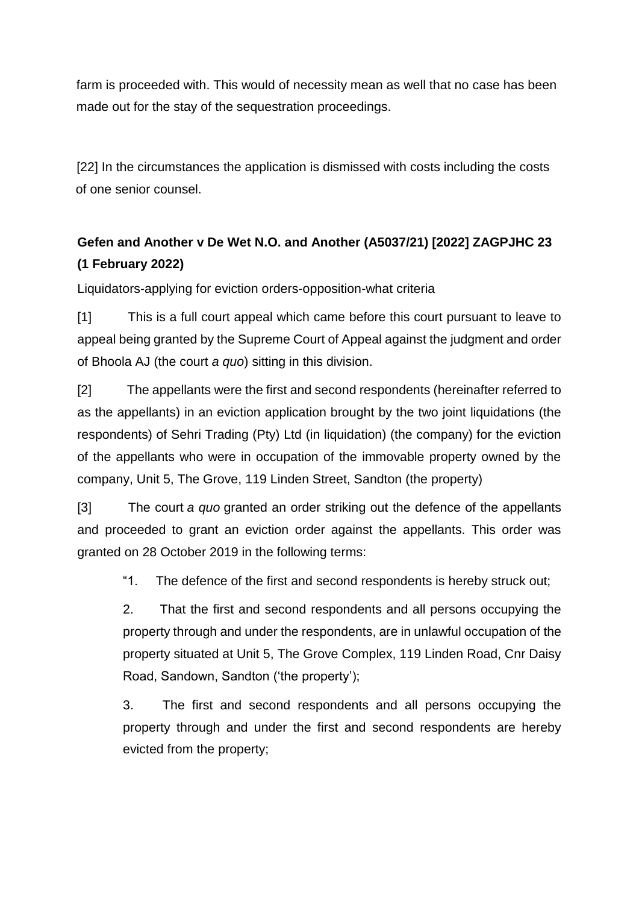farm is proceeded with. This would of necessity mean as well that no case has been made out for the stay of the sequestration proceedings.

[22] In the circumstances the application is dismissed with costs including the costs of one senior counsel.

**Gefen and Another v De Wet N.O. and Another (A5037/21) [2022] ZAGPJHC 23 (1 February 2022)**

Liquidators-applying for eviction orders-opposition-what criteria

[1] This is a full court appeal which came before this court pursuant to leave to appeal being granted by the Supreme Court of Appeal against the judgment and order of Bhoola AJ (the court *a quo*) sitting in this division.

[2] The appellants were the first and second respondents (hereinafter referred to as the appellants) in an eviction application brought by the two joint liquidations (the respondents) of Sehri Trading (Pty) Ltd (in liquidation) (the company) for the eviction of the appellants who were in occupation of the immovable property owned by the company, Unit 5, The Grove, 119 Linden Street, Sandton (the property)

[3] The court *a quo* granted an order striking out the defence of the appellants and proceeded to grant an eviction order against the appellants. This order was granted on 28 October 2019 in the following terms:

> "1. The defence of the first and second respondents is hereby struck out;
>
> 2. That the first and second respondents and all persons occupying the property through and under the respondents, are in unlawful occupation of the property situated at Unit 5, The Grove Complex, 119 Linden Road, Cnr Daisy Road, Sandown, Sandton ('the property');
>
> 3. The first and second respondents and all persons occupying the property through and under the first and second respondents are hereby evicted from the property;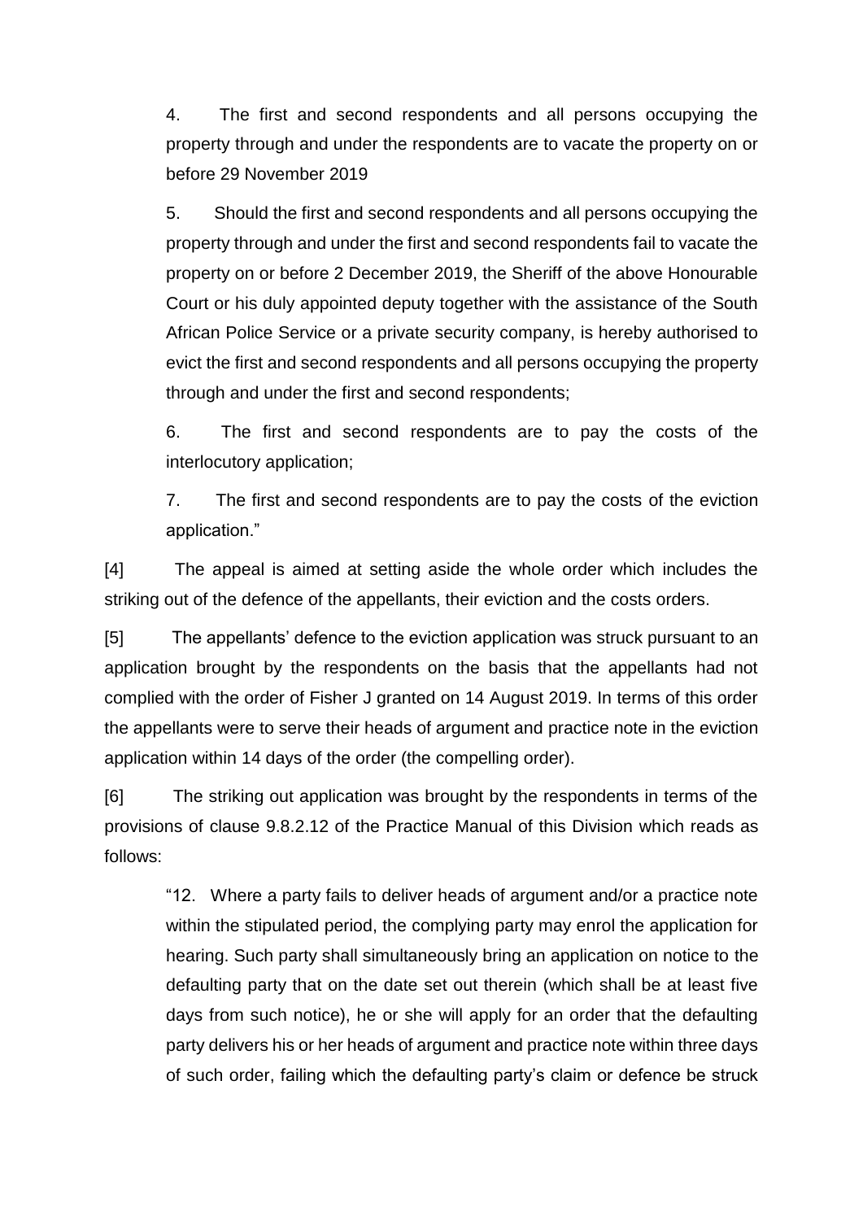> 4. The first and second respondents and all persons occupying the property through and under the respondents are to vacate the property on or before 29 November 2019
>
> 5. Should the first and second respondents and all persons occupying the property through and under the first and second respondents fail to vacate the property on or before 2 December 2019, the Sheriff of the above Honourable Court or his duly appointed deputy together with the assistance of the South African Police Service or a private security company, is hereby authorised to evict the first and second respondents and all persons occupying the property through and under the first and second respondents;
>
> 6. The first and second respondents are to pay the costs of the interlocutory application;
>
> 7. The first and second respondents are to pay the costs of the eviction application."

[4] The appeal is aimed at setting aside the whole order which includes the striking out of the defence of the appellants, their eviction and the costs orders.

[5] The appellants' defence to the eviction application was struck pursuant to an application brought by the respondents on the basis that the appellants had not complied with the order of Fisher J granted on 14 August 2019. In terms of this order the appellants were to serve their heads of argument and practice note in the eviction application within 14 days of the order (the compelling order).

[6] The striking out application was brought by the respondents in terms of the provisions of clause 9.8.2.12 of the Practice Manual of this Division which reads as follows:

> "12. Where a party fails to deliver heads of argument and/or a practice note within the stipulated period, the complying party may enrol the application for hearing. Such party shall simultaneously bring an application on notice to the defaulting party that on the date set out therein (which shall be at least five days from such notice), he or she will apply for an order that the defaulting party delivers his or her heads of argument and practice note within three days of such order, failing which the defaulting party's claim or defence be struck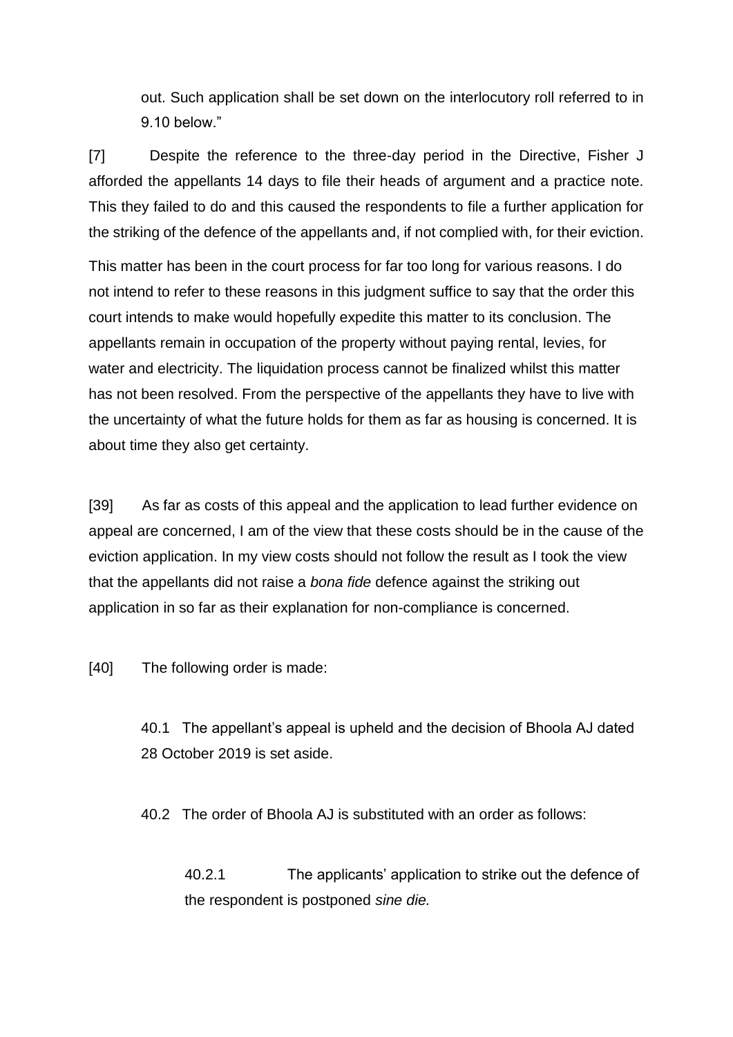out. Such application shall be set down on the interlocutory roll referred to in 9.10 below."

[7] Despite the reference to the three-day period in the Directive, Fisher J afforded the appellants 14 days to file their heads of argument and a practice note. This they failed to do and this caused the respondents to file a further application for the striking of the defence of the appellants and, if not complied with, for their eviction.

This matter has been in the court process for far too long for various reasons. I do not intend to refer to these reasons in this judgment suffice to say that the order this court intends to make would hopefully expedite this matter to its conclusion. The appellants remain in occupation of the property without paying rental, levies, for water and electricity. The liquidation process cannot be finalized whilst this matter has not been resolved. From the perspective of the appellants they have to live with the uncertainty of what the future holds for them as far as housing is concerned. It is about time they also get certainty.

[39] As far as costs of this appeal and the application to lead further evidence on appeal are concerned, I am of the view that these costs should be in the cause of the eviction application. In my view costs should not follow the result as I took the view that the appellants did not raise a *bona fide* defence against the striking out application in so far as their explanation for non-compliance is concerned.

[40] The following order is made:

40.1 The appellant's appeal is upheld and the decision of Bhoola AJ dated 28 October 2019 is set aside.

40.2 The order of Bhoola AJ is substituted with an order as follows:

40.2.1 The applicants' application to strike out the defence of the respondent is postponed *sine die.*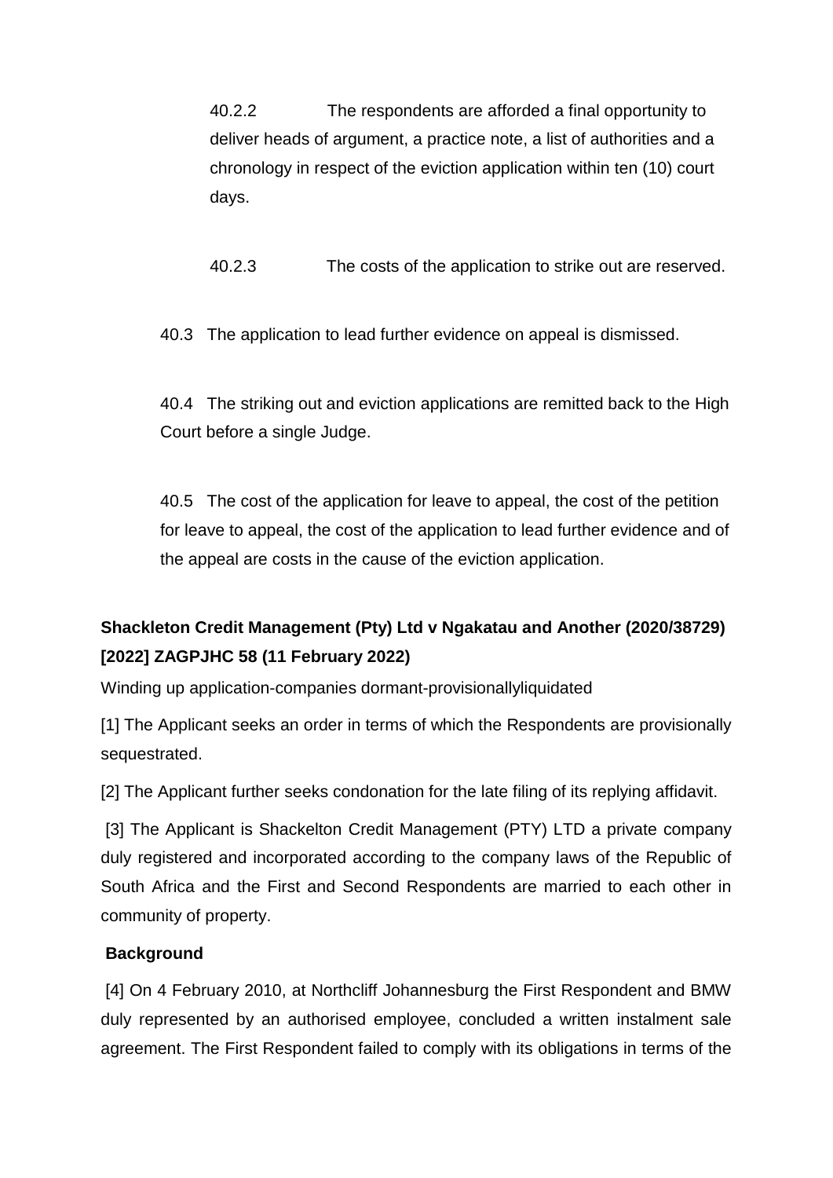40.2.2 The respondents are afforded a final opportunity to deliver heads of argument, a practice note, a list of authorities and a chronology in respect of the eviction application within ten (10) court days.

40.2.3 The costs of the application to strike out are reserved.

40.3 The application to lead further evidence on appeal is dismissed.

40.4 The striking out and eviction applications are remitted back to the High Court before a single Judge.

40.5 The cost of the application for leave to appeal, the cost of the petition for leave to appeal, the cost of the application to lead further evidence and of the appeal are costs in the cause of the eviction application.

**Shackleton Credit Management (Pty) Ltd v Ngakatau and Another (2020/38729) [2022] ZAGPJHC 58 (11 February 2022)**

Winding up application-companies dormant-provisionallyliquidated

[1] The Applicant seeks an order in terms of which the Respondents are provisionally sequestrated.

[2] The Applicant further seeks condonation for the late filing of its replying affidavit.

[3] The Applicant is Shackelton Credit Management (PTY) LTD a private company duly registered and incorporated according to the company laws of the Republic of South Africa and the First and Second Respondents are married to each other in community of property.

**Background**

[4] On 4 February 2010, at Northcliff Johannesburg the First Respondent and BMW duly represented by an authorised employee, concluded a written instalment sale agreement. The First Respondent failed to comply with its obligations in terms of the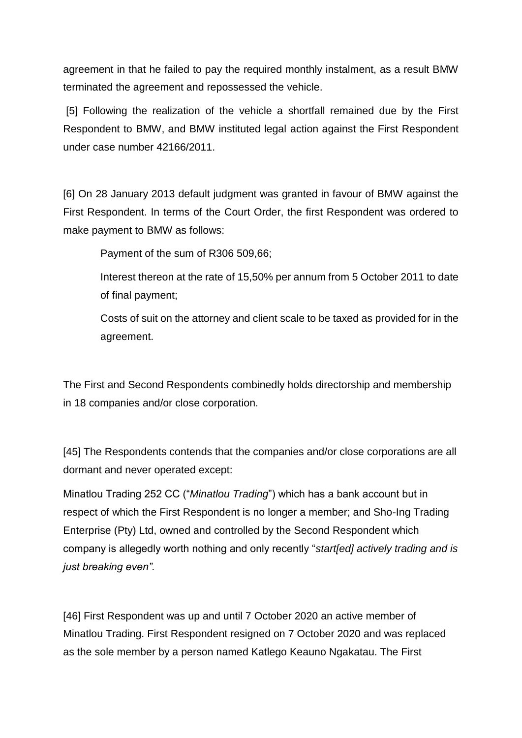agreement in that he failed to pay the required monthly instalment, as a result BMW terminated the agreement and repossessed the vehicle.

[5] Following the realization of the vehicle a shortfall remained due by the First Respondent to BMW, and BMW instituted legal action against the First Respondent under case number 42166/2011.

[6] On 28 January 2013 default judgment was granted in favour of BMW against the First Respondent. In terms of the Court Order, the first Respondent was ordered to make payment to BMW as follows:

> Payment of the sum of R306 509,66;
>
> Interest thereon at the rate of 15,50% per annum from 5 October 2011 to date of final payment;
>
> Costs of suit on the attorney and client scale to be taxed as provided for in the agreement.

The First and Second Respondents combinedly holds directorship and membership in 18 companies and/or close corporation.

[45] The Respondents contends that the companies and/or close corporations are all dormant and never operated except:

Minatlou Trading 252 CC ("*Minatlou Trading*") which has a bank account but in respect of which the First Respondent is no longer a member; and Sho-Ing Trading Enterprise (Pty) Ltd, owned and controlled by the Second Respondent which company is allegedly worth nothing and only recently "*start[ed] actively trading and is just breaking even".*

[46] First Respondent was up and until 7 October 2020 an active member of Minatlou Trading. First Respondent resigned on 7 October 2020 and was replaced as the sole member by a person named Katlego Keauno Ngakatau. The First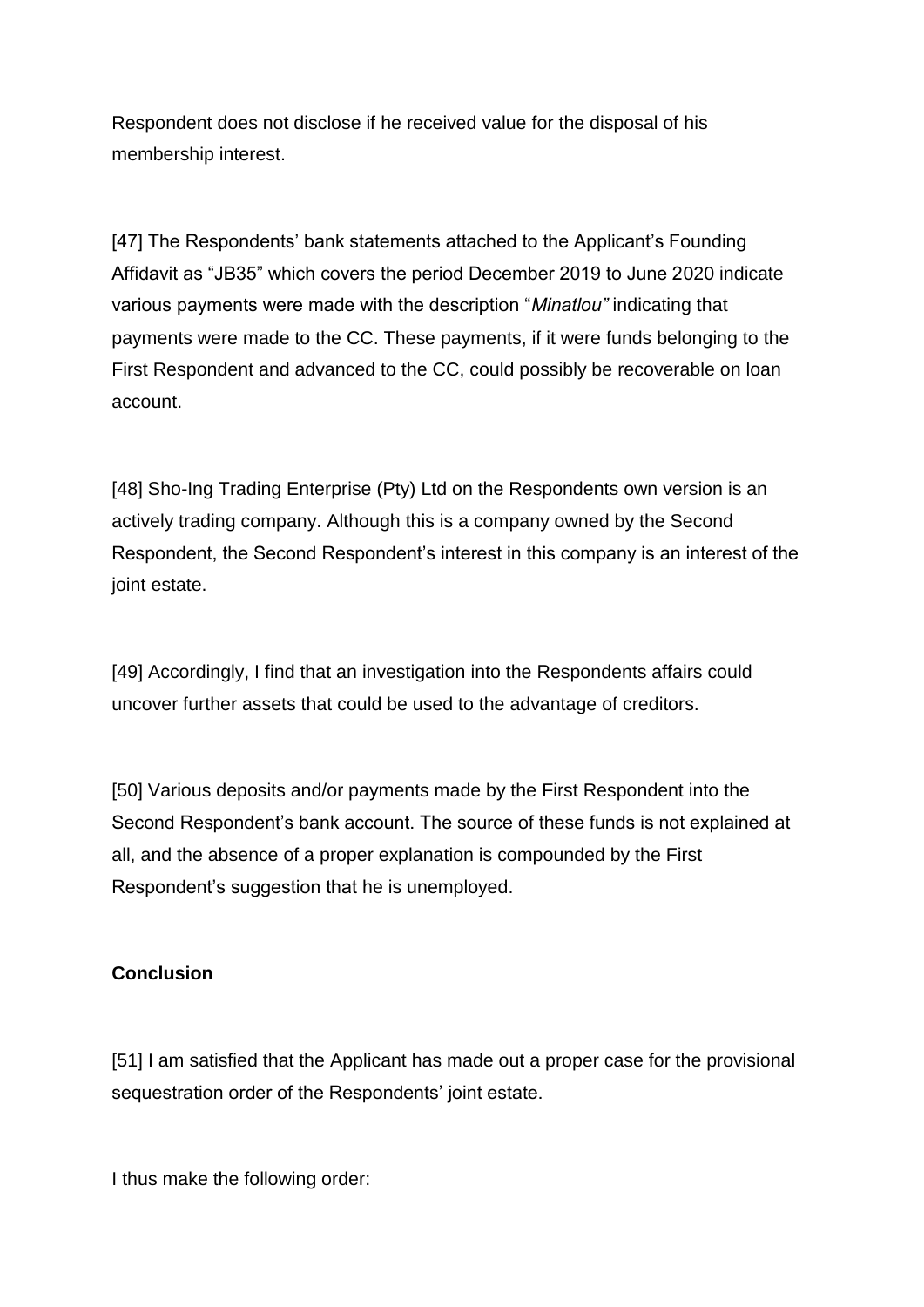Respondent does not disclose if he received value for the disposal of his membership interest.

[47] The Respondents' bank statements attached to the Applicant's Founding Affidavit as "JB35" which covers the period December 2019 to June 2020 indicate various payments were made with the description "*Minatlou"* indicating that payments were made to the CC. These payments, if it were funds belonging to the First Respondent and advanced to the CC, could possibly be recoverable on loan account.

[48] Sho-Ing Trading Enterprise (Pty) Ltd on the Respondents own version is an actively trading company. Although this is a company owned by the Second Respondent, the Second Respondent's interest in this company is an interest of the joint estate.

[49] Accordingly, I find that an investigation into the Respondents affairs could uncover further assets that could be used to the advantage of creditors.

[50] Various deposits and/or payments made by the First Respondent into the Second Respondent's bank account. The source of these funds is not explained at all, and the absence of a proper explanation is compounded by the First Respondent's suggestion that he is unemployed.

**Conclusion**

[51] I am satisfied that the Applicant has made out a proper case for the provisional sequestration order of the Respondents' joint estate.

I thus make the following order: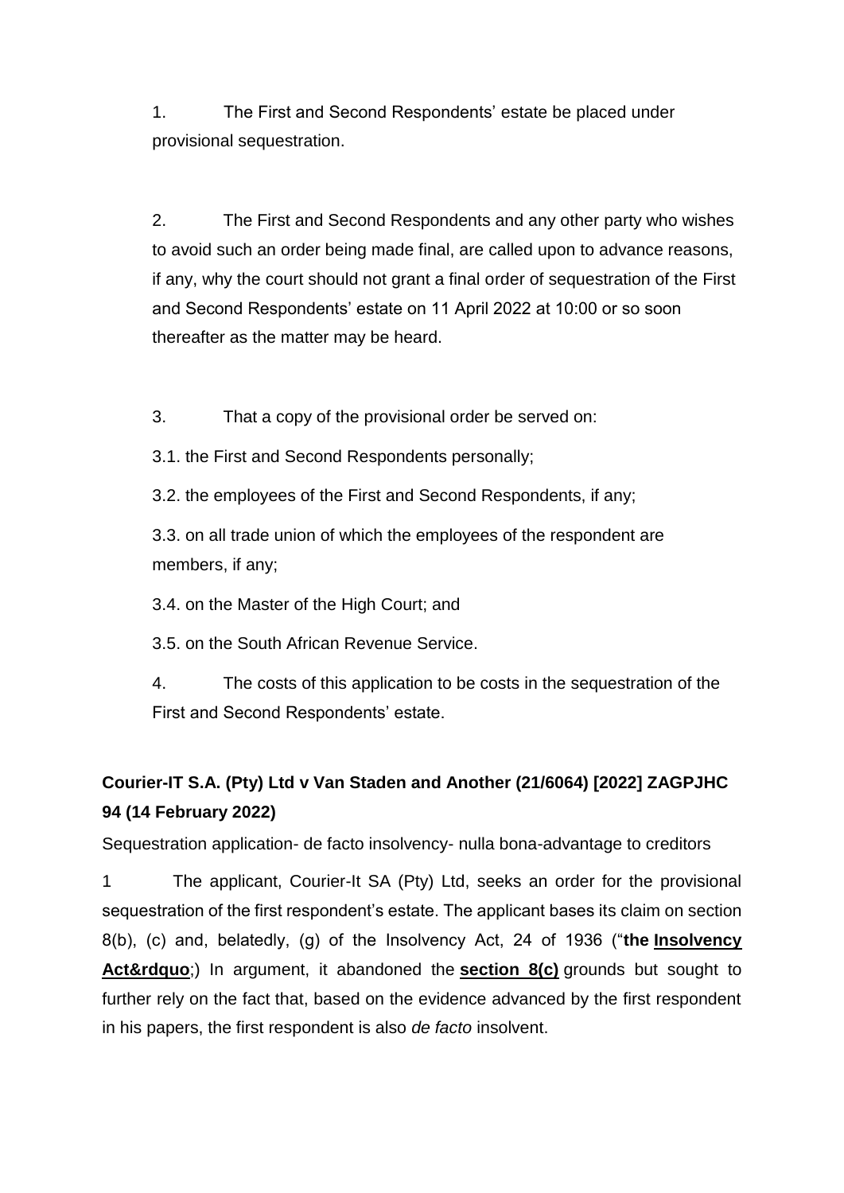1. The First and Second Respondents' estate be placed under provisional sequestration.

2. The First and Second Respondents and any other party who wishes to avoid such an order being made final, are called upon to advance reasons, if any, why the court should not grant a final order of sequestration of the First and Second Respondents' estate on 11 April 2022 at 10:00 or so soon thereafter as the matter may be heard.

3. That a copy of the provisional order be served on:

3.1. the First and Second Respondents personally;

3.2. the employees of the First and Second Respondents, if any;

3.3. on all trade union of which the employees of the respondent are members, if any;

3.4. on the Master of the High Court; and

3.5. on the South African Revenue Service.

4. The costs of this application to be costs in the sequestration of the First and Second Respondents' estate.

**Courier-IT S.A. (Pty) Ltd v Van Staden and Another (21/6064) [2022] ZAGPJHC 94 (14 February 2022)**

Sequestration application- de facto insolvency- nulla bona-advantage to creditors

1 The applicant, Courier-It SA (Pty) Ltd, seeks an order for the provisional sequestration of the first respondent's estate. The applicant bases its claim on section 8(b), (c) and, belatedly, (g) of the Insolvency Act, 24 of 1936 ("**the Insolvency Act&rdquo**;) In argument, it abandoned the **section 8(c)** grounds but sought to further rely on the fact that, based on the evidence advanced by the first respondent in his papers, the first respondent is also *de facto* insolvent.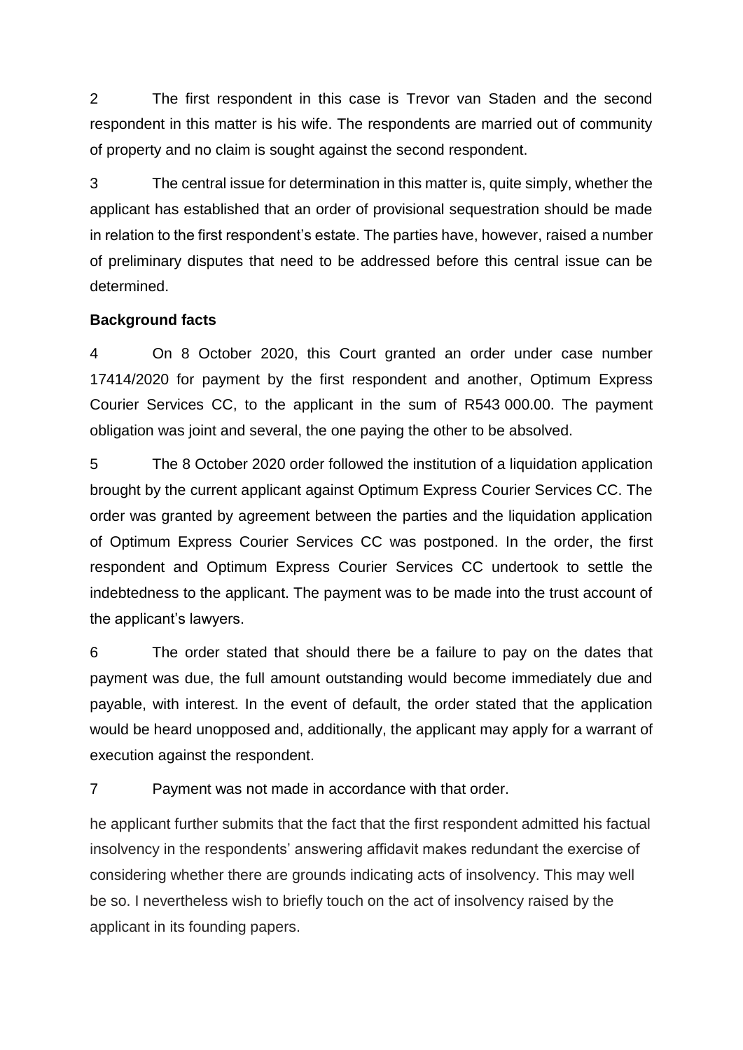2 The first respondent in this case is Trevor van Staden and the second respondent in this matter is his wife. The respondents are married out of community of property and no claim is sought against the second respondent.

3 The central issue for determination in this matter is, quite simply, whether the applicant has established that an order of provisional sequestration should be made in relation to the first respondent's estate. The parties have, however, raised a number of preliminary disputes that need to be addressed before this central issue can be determined.

**Background facts**

4 On 8 October 2020, this Court granted an order under case number 17414/2020 for payment by the first respondent and another, Optimum Express Courier Services CC, to the applicant in the sum of R543 000.00. The payment obligation was joint and several, the one paying the other to be absolved.

5 The 8 October 2020 order followed the institution of a liquidation application brought by the current applicant against Optimum Express Courier Services CC. The order was granted by agreement between the parties and the liquidation application of Optimum Express Courier Services CC was postponed. In the order, the first respondent and Optimum Express Courier Services CC undertook to settle the indebtedness to the applicant. The payment was to be made into the trust account of the applicant's lawyers.

6 The order stated that should there be a failure to pay on the dates that payment was due, the full amount outstanding would become immediately due and payable, with interest. In the event of default, the order stated that the application would be heard unopposed and, additionally, the applicant may apply for a warrant of execution against the respondent.

7 Payment was not made in accordance with that order.

he applicant further submits that the fact that the first respondent admitted his factual insolvency in the respondents' answering affidavit makes redundant the exercise of considering whether there are grounds indicating acts of insolvency. This may well be so. I nevertheless wish to briefly touch on the act of insolvency raised by the applicant in its founding papers.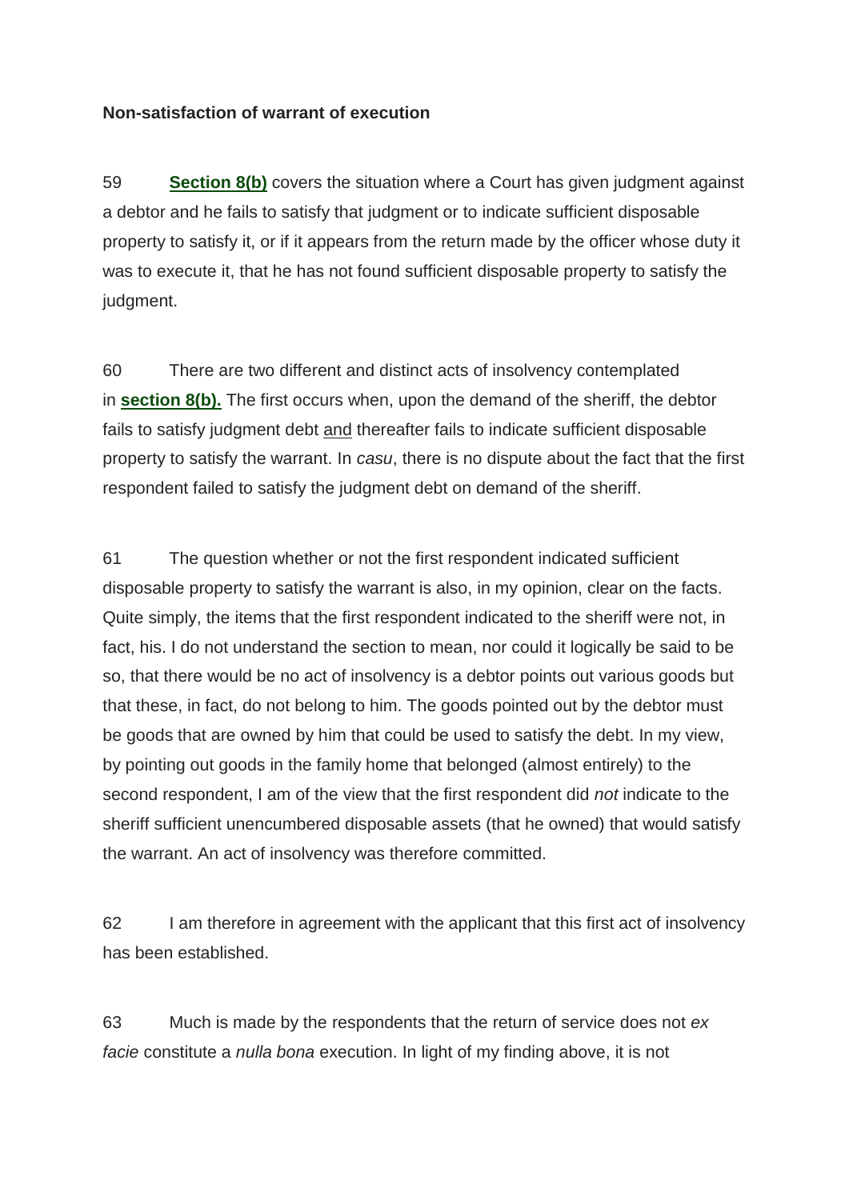**Non-satisfaction of warrant of execution**

59 **Section 8(b)** covers the situation where a Court has given judgment against a debtor and he fails to satisfy that judgment or to indicate sufficient disposable property to satisfy it, or if it appears from the return made by the officer whose duty it was to execute it, that he has not found sufficient disposable property to satisfy the judgment.

60 There are two different and distinct acts of insolvency contemplated in **section 8(b).** The first occurs when, upon the demand of the sheriff, the debtor fails to satisfy judgment debt <u>and</u> thereafter fails to indicate sufficient disposable property to satisfy the warrant. In *casu*, there is no dispute about the fact that the first respondent failed to satisfy the judgment debt on demand of the sheriff.

61 The question whether or not the first respondent indicated sufficient disposable property to satisfy the warrant is also, in my opinion, clear on the facts. Quite simply, the items that the first respondent indicated to the sheriff were not, in fact, his. I do not understand the section to mean, nor could it logically be said to be so, that there would be no act of insolvency is a debtor points out various goods but that these, in fact, do not belong to him. The goods pointed out by the debtor must be goods that are owned by him that could be used to satisfy the debt. In my view, by pointing out goods in the family home that belonged (almost entirely) to the second respondent, I am of the view that the first respondent did *not* indicate to the sheriff sufficient unencumbered disposable assets (that he owned) that would satisfy the warrant. An act of insolvency was therefore committed.

62 I am therefore in agreement with the applicant that this first act of insolvency has been established.

63 Much is made by the respondents that the return of service does not *ex facie* constitute a *nulla bona* execution. In light of my finding above, it is not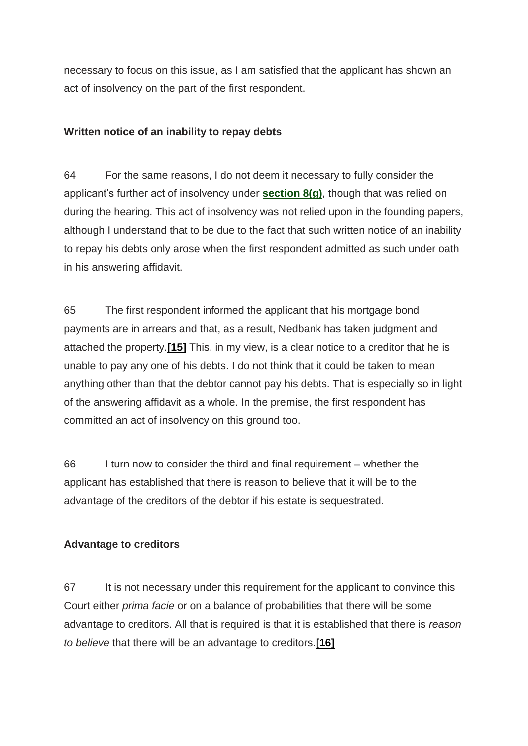necessary to focus on this issue, as I am satisfied that the applicant has shown an act of insolvency on the part of the first respondent.

**Written notice of an inability to repay debts**

64 For the same reasons, I do not deem it necessary to fully consider the applicant's further act of insolvency under **section 8(g)**, though that was relied on during the hearing. This act of insolvency was not relied upon in the founding papers, although I understand that to be due to the fact that such written notice of an inability to repay his debts only arose when the first respondent admitted as such under oath in his answering affidavit.

65 The first respondent informed the applicant that his mortgage bond payments are in arrears and that, as a result, Nedbank has taken judgment and attached the property.**[15]** This, in my view, is a clear notice to a creditor that he is unable to pay any one of his debts. I do not think that it could be taken to mean anything other than that the debtor cannot pay his debts. That is especially so in light of the answering affidavit as a whole. In the premise, the first respondent has committed an act of insolvency on this ground too.

66 I turn now to consider the third and final requirement – whether the applicant has established that there is reason to believe that it will be to the advantage of the creditors of the debtor if his estate is sequestrated.

**Advantage to creditors**

67 It is not necessary under this requirement for the applicant to convince this Court either *prima facie* or on a balance of probabilities that there will be some advantage to creditors. All that is required is that it is established that there is *reason to believe* that there will be an advantage to creditors.**[16]**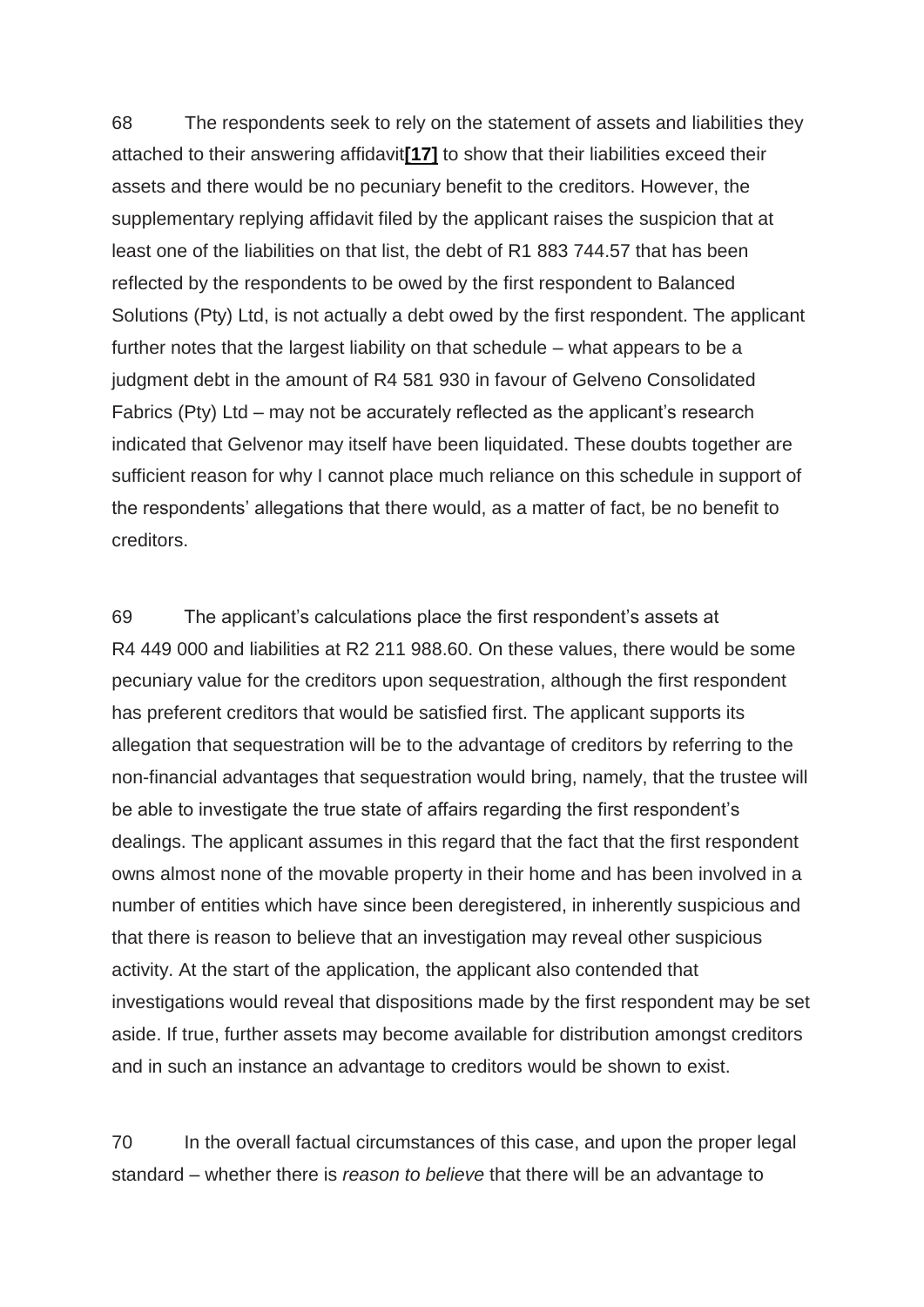68 The respondents seek to rely on the statement of assets and liabilities they attached to their answering affidavit**[17]** to show that their liabilities exceed their assets and there would be no pecuniary benefit to the creditors. However, the supplementary replying affidavit filed by the applicant raises the suspicion that at least one of the liabilities on that list, the debt of R1 883 744.57 that has been reflected by the respondents to be owed by the first respondent to Balanced Solutions (Pty) Ltd, is not actually a debt owed by the first respondent. The applicant further notes that the largest liability on that schedule – what appears to be a judgment debt in the amount of R4 581 930 in favour of Gelveno Consolidated Fabrics (Pty) Ltd – may not be accurately reflected as the applicant's research indicated that Gelvenor may itself have been liquidated. These doubts together are sufficient reason for why I cannot place much reliance on this schedule in support of the respondents' allegations that there would, as a matter of fact, be no benefit to creditors.

69 The applicant's calculations place the first respondent's assets at R4 449 000 and liabilities at R2 211 988.60. On these values, there would be some pecuniary value for the creditors upon sequestration, although the first respondent has preferent creditors that would be satisfied first. The applicant supports its allegation that sequestration will be to the advantage of creditors by referring to the non-financial advantages that sequestration would bring, namely, that the trustee will be able to investigate the true state of affairs regarding the first respondent's dealings. The applicant assumes in this regard that the fact that the first respondent owns almost none of the movable property in their home and has been involved in a number of entities which have since been deregistered, in inherently suspicious and that there is reason to believe that an investigation may reveal other suspicious activity. At the start of the application, the applicant also contended that investigations would reveal that dispositions made by the first respondent may be set aside. If true, further assets may become available for distribution amongst creditors and in such an instance an advantage to creditors would be shown to exist.

70 In the overall factual circumstances of this case, and upon the proper legal standard – whether there is *reason to believe* that there will be an advantage to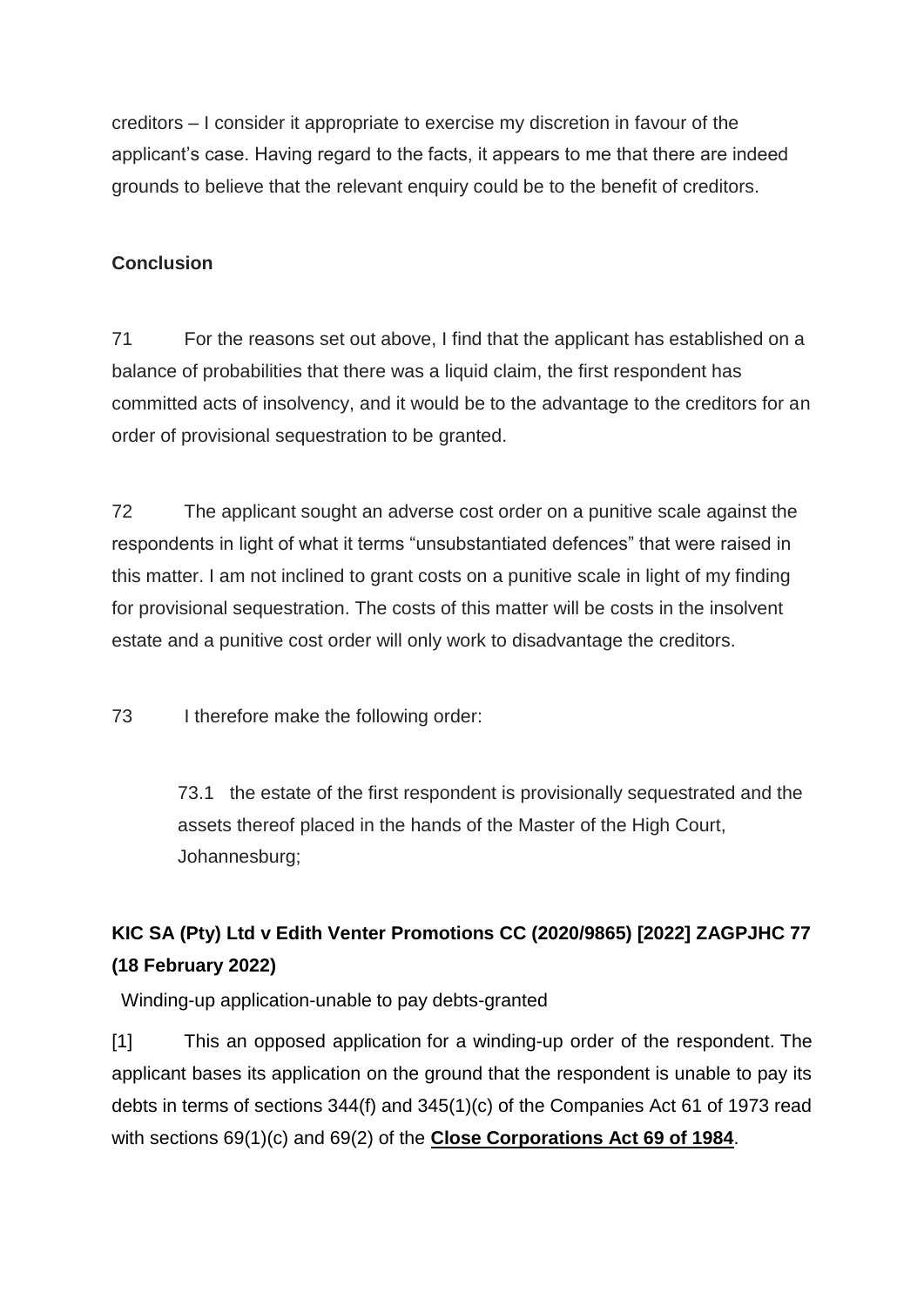creditors – I consider it appropriate to exercise my discretion in favour of the applicant's case. Having regard to the facts, it appears to me that there are indeed grounds to believe that the relevant enquiry could be to the benefit of creditors.

**Conclusion**

71 For the reasons set out above, I find that the applicant has established on a balance of probabilities that there was a liquid claim, the first respondent has committed acts of insolvency, and it would be to the advantage to the creditors for an order of provisional sequestration to be granted.

72 The applicant sought an adverse cost order on a punitive scale against the respondents in light of what it terms "unsubstantiated defences" that were raised in this matter. I am not inclined to grant costs on a punitive scale in light of my finding for provisional sequestration. The costs of this matter will be costs in the insolvent estate and a punitive cost order will only work to disadvantage the creditors.

73 I therefore make the following order:

> 73.1 the estate of the first respondent is provisionally sequestrated and the assets thereof placed in the hands of the Master of the High Court, Johannesburg;

**KIC SA (Pty) Ltd v Edith Venter Promotions CC (2020/9865) [2022] ZAGPJHC 77 (18 February 2022)**

Winding-up application-unable to pay debts-granted

[1] This an opposed application for a winding-up order of the respondent. The applicant bases its application on the ground that the respondent is unable to pay its debts in terms of sections 344(f) and 345(1)(c) of the Companies Act 61 of 1973 read with sections 69(1)(c) and 69(2) of the **Close Corporations Act 69 of 1984**.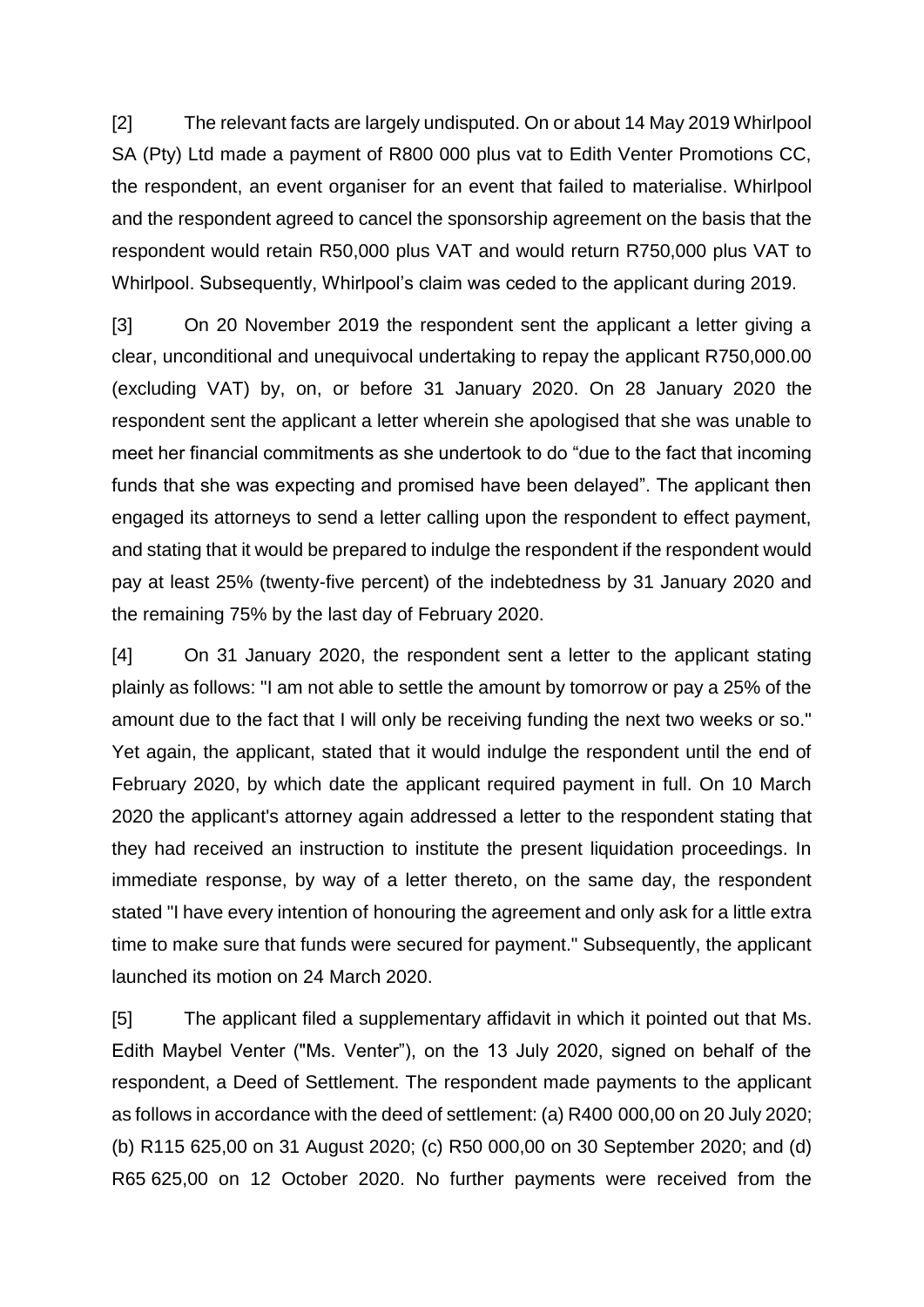[2] The relevant facts are largely undisputed. On or about 14 May 2019 Whirlpool SA (Pty) Ltd made a payment of R800 000 plus vat to Edith Venter Promotions CC, the respondent, an event organiser for an event that failed to materialise. Whirlpool and the respondent agreed to cancel the sponsorship agreement on the basis that the respondent would retain R50,000 plus VAT and would return R750,000 plus VAT to Whirlpool. Subsequently, Whirlpool's claim was ceded to the applicant during 2019.

[3] On 20 November 2019 the respondent sent the applicant a letter giving a clear, unconditional and unequivocal undertaking to repay the applicant R750,000.00 (excluding VAT) by, on, or before 31 January 2020. On 28 January 2020 the respondent sent the applicant a letter wherein she apologised that she was unable to meet her financial commitments as she undertook to do "due to the fact that incoming funds that she was expecting and promised have been delayed". The applicant then engaged its attorneys to send a letter calling upon the respondent to effect payment, and stating that it would be prepared to indulge the respondent if the respondent would pay at least 25% (twenty-five percent) of the indebtedness by 31 January 2020 and the remaining 75% by the last day of February 2020.

[4] On 31 January 2020, the respondent sent a letter to the applicant stating plainly as follows: "I am not able to settle the amount by tomorrow or pay a 25% of the amount due to the fact that I will only be receiving funding the next two weeks or so." Yet again, the applicant, stated that it would indulge the respondent until the end of February 2020, by which date the applicant required payment in full. On 10 March 2020 the applicant's attorney again addressed a letter to the respondent stating that they had received an instruction to institute the present liquidation proceedings. In immediate response, by way of a letter thereto, on the same day, the respondent stated "I have every intention of honouring the agreement and only ask for a little extra time to make sure that funds were secured for payment." Subsequently, the applicant launched its motion on 24 March 2020.

[5] The applicant filed a supplementary affidavit in which it pointed out that Ms. Edith Maybel Venter ("Ms. Venter"), on the 13 July 2020, signed on behalf of the respondent, a Deed of Settlement. The respondent made payments to the applicant as follows in accordance with the deed of settlement: (a) R400 000,00 on 20 July 2020; (b) R115 625,00 on 31 August 2020; (c) R50 000,00 on 30 September 2020; and (d) R65 625,00 on 12 October 2020. No further payments were received from the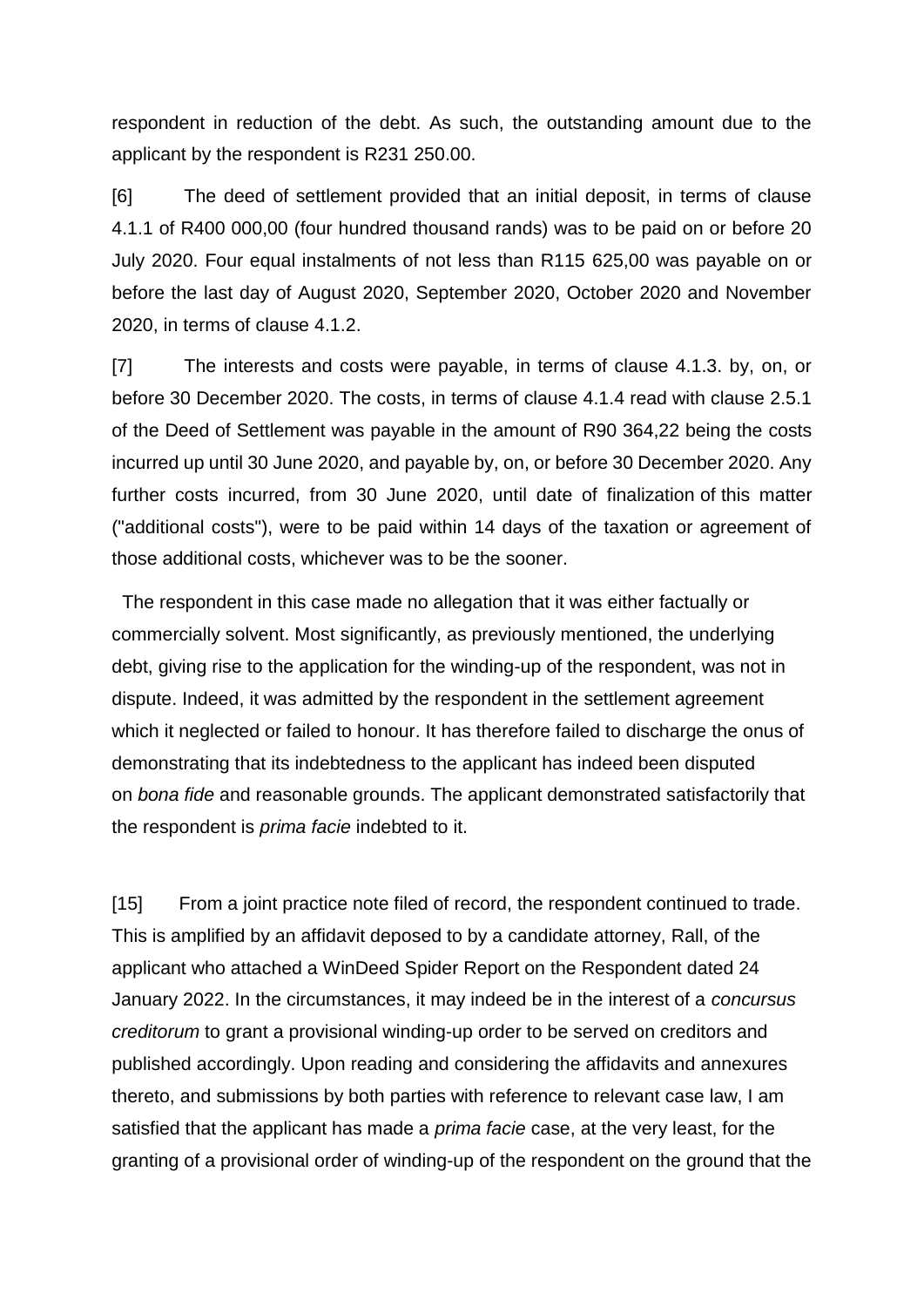respondent in reduction of the debt. As such, the outstanding amount due to the applicant by the respondent is R231 250.00.

[6] The deed of settlement provided that an initial deposit, in terms of clause 4.1.1 of R400 000,00 (four hundred thousand rands) was to be paid on or before 20 July 2020. Four equal instalments of not less than R115 625,00 was payable on or before the last day of August 2020, September 2020, October 2020 and November 2020, in terms of clause 4.1.2.

[7] The interests and costs were payable, in terms of clause 4.1.3. by, on, or before 30 December 2020. The costs, in terms of clause 4.1.4 read with clause 2.5.1 of the Deed of Settlement was payable in the amount of R90 364,22 being the costs incurred up until 30 June 2020, and payable by, on, or before 30 December 2020. Any further costs incurred, from 30 June 2020, until date of finalization of this matter ("additional costs"), were to be paid within 14 days of the taxation or agreement of those additional costs, whichever was to be the sooner.

The respondent in this case made no allegation that it was either factually or commercially solvent. Most significantly, as previously mentioned, the underlying debt, giving rise to the application for the winding-up of the respondent, was not in dispute. Indeed, it was admitted by the respondent in the settlement agreement which it neglected or failed to honour. It has therefore failed to discharge the onus of demonstrating that its indebtedness to the applicant has indeed been disputed on *bona fide* and reasonable grounds. The applicant demonstrated satisfactorily that the respondent is *prima facie* indebted to it.

[15] From a joint practice note filed of record, the respondent continued to trade. This is amplified by an affidavit deposed to by a candidate attorney, Rall, of the applicant who attached a WinDeed Spider Report on the Respondent dated 24 January 2022. In the circumstances, it may indeed be in the interest of a *concursus creditorum* to grant a provisional winding-up order to be served on creditors and published accordingly. Upon reading and considering the affidavits and annexures thereto, and submissions by both parties with reference to relevant case law, I am satisfied that the applicant has made a *prima facie* case, at the very least, for the granting of a provisional order of winding-up of the respondent on the ground that the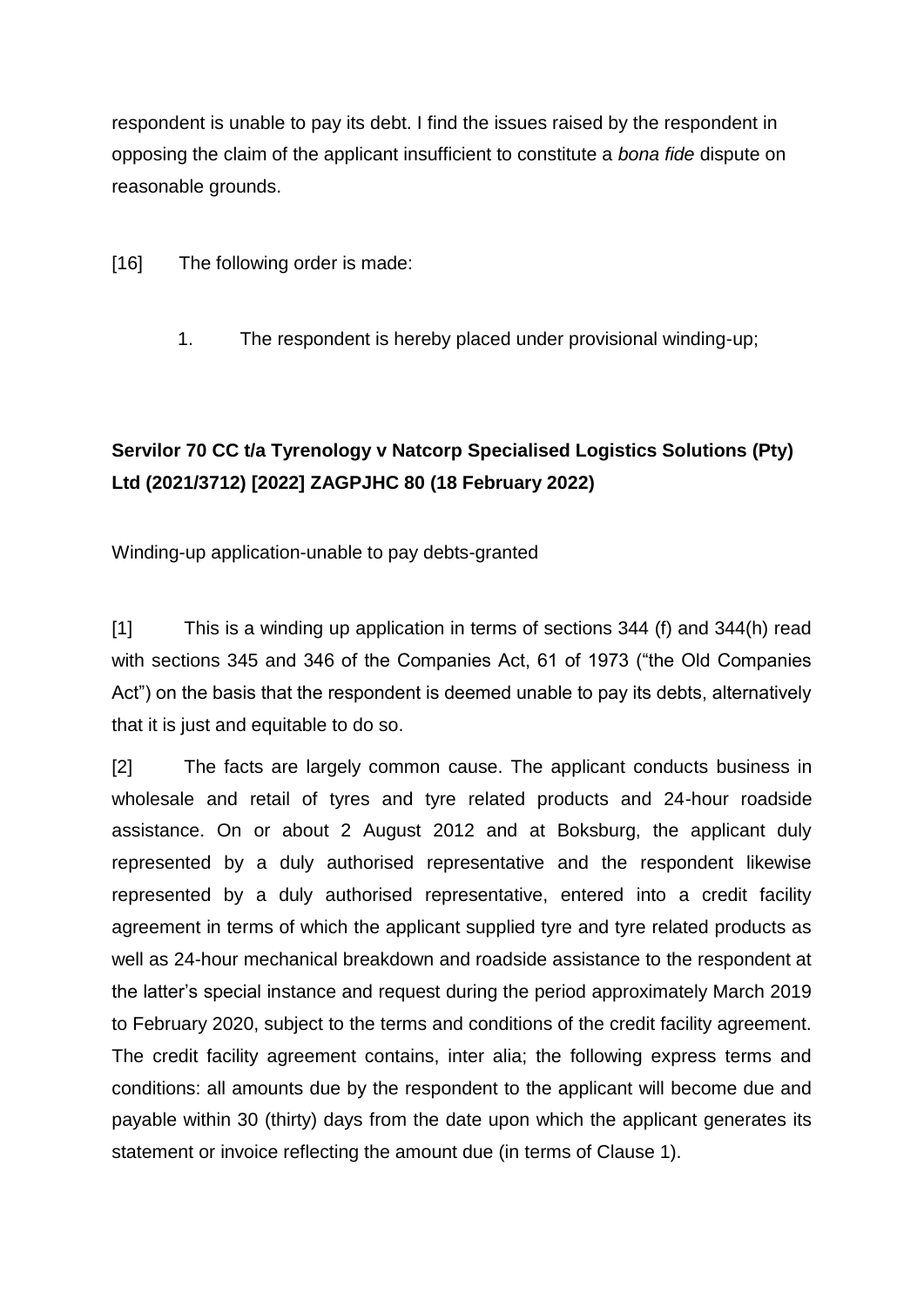respondent is unable to pay its debt. I find the issues raised by the respondent in opposing the claim of the applicant insufficient to constitute a *bona fide* dispute on reasonable grounds.

[16] The following order is made:

1. The respondent is hereby placed under provisional winding-up;

**Servilor 70 CC t/a Tyrenology v Natcorp Specialised Logistics Solutions (Pty) Ltd (2021/3712) [2022] ZAGPJHC 80 (18 February 2022)**

Winding-up application-unable to pay debts-granted

[1] This is a winding up application in terms of sections 344 (f) and 344(h) read with sections 345 and 346 of the Companies Act, 61 of 1973 ("the Old Companies Act") on the basis that the respondent is deemed unable to pay its debts, alternatively that it is just and equitable to do so.

[2] The facts are largely common cause. The applicant conducts business in wholesale and retail of tyres and tyre related products and 24-hour roadside assistance. On or about 2 August 2012 and at Boksburg, the applicant duly represented by a duly authorised representative and the respondent likewise represented by a duly authorised representative, entered into a credit facility agreement in terms of which the applicant supplied tyre and tyre related products as well as 24-hour mechanical breakdown and roadside assistance to the respondent at the latter's special instance and request during the period approximately March 2019 to February 2020, subject to the terms and conditions of the credit facility agreement. The credit facility agreement contains, inter alia; the following express terms and conditions: all amounts due by the respondent to the applicant will become due and payable within 30 (thirty) days from the date upon which the applicant generates its statement or invoice reflecting the amount due (in terms of Clause 1).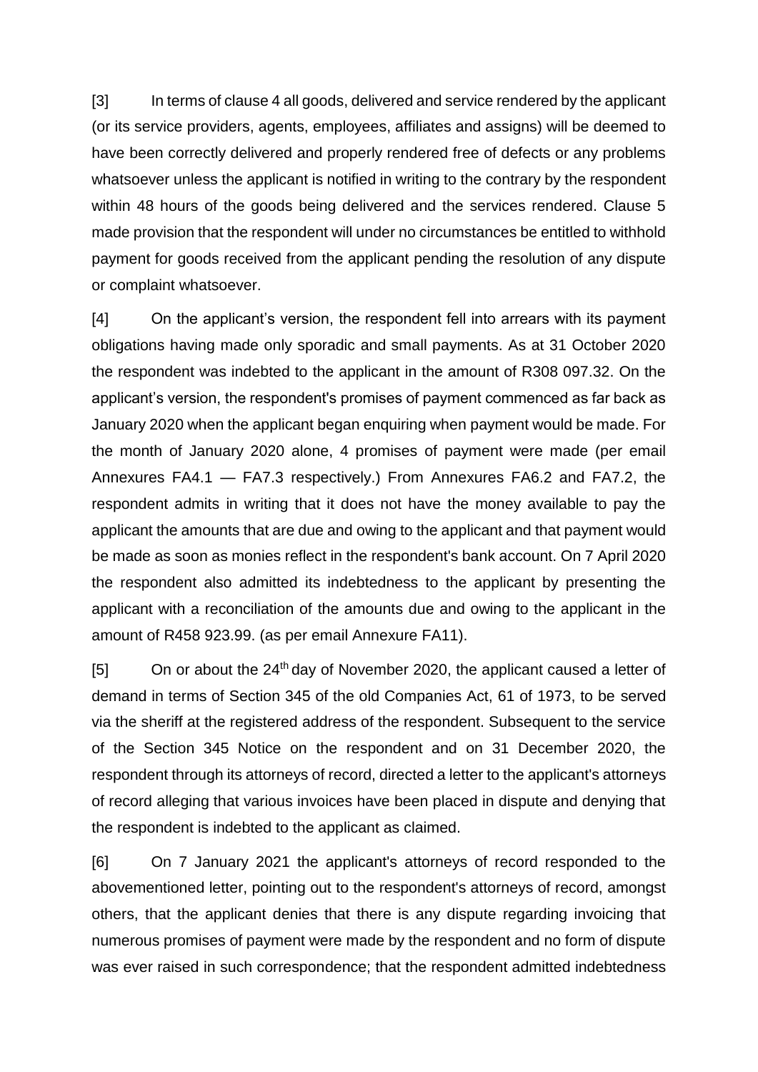[3] In terms of clause 4 all goods, delivered and service rendered by the applicant (or its service providers, agents, employees, affiliates and assigns) will be deemed to have been correctly delivered and properly rendered free of defects or any problems whatsoever unless the applicant is notified in writing to the contrary by the respondent within 48 hours of the goods being delivered and the services rendered. Clause 5 made provision that the respondent will under no circumstances be entitled to withhold payment for goods received from the applicant pending the resolution of any dispute or complaint whatsoever.

[4] On the applicant's version, the respondent fell into arrears with its payment obligations having made only sporadic and small payments. As at 31 October 2020 the respondent was indebted to the applicant in the amount of R308 097.32. On the applicant's version, the respondent's promises of payment commenced as far back as January 2020 when the applicant began enquiring when payment would be made. For the month of January 2020 alone, 4 promises of payment were made (per email Annexures FA4.1 — FA7.3 respectively.) From Annexures FA6.2 and FA7.2, the respondent admits in writing that it does not have the money available to pay the applicant the amounts that are due and owing to the applicant and that payment would be made as soon as monies reflect in the respondent's bank account. On 7 April 2020 the respondent also admitted its indebtedness to the applicant by presenting the applicant with a reconciliation of the amounts due and owing to the applicant in the amount of R458 923.99. (as per email Annexure FA11).

[5] On or about the 24th day of November 2020, the applicant caused a letter of demand in terms of Section 345 of the old Companies Act, 61 of 1973, to be served via the sheriff at the registered address of the respondent. Subsequent to the service of the Section 345 Notice on the respondent and on 31 December 2020, the respondent through its attorneys of record, directed a letter to the applicant's attorneys of record alleging that various invoices have been placed in dispute and denying that the respondent is indebted to the applicant as claimed.

[6] On 7 January 2021 the applicant's attorneys of record responded to the abovementioned letter, pointing out to the respondent's attorneys of record, amongst others, that the applicant denies that there is any dispute regarding invoicing that numerous promises of payment were made by the respondent and no form of dispute was ever raised in such correspondence; that the respondent admitted indebtedness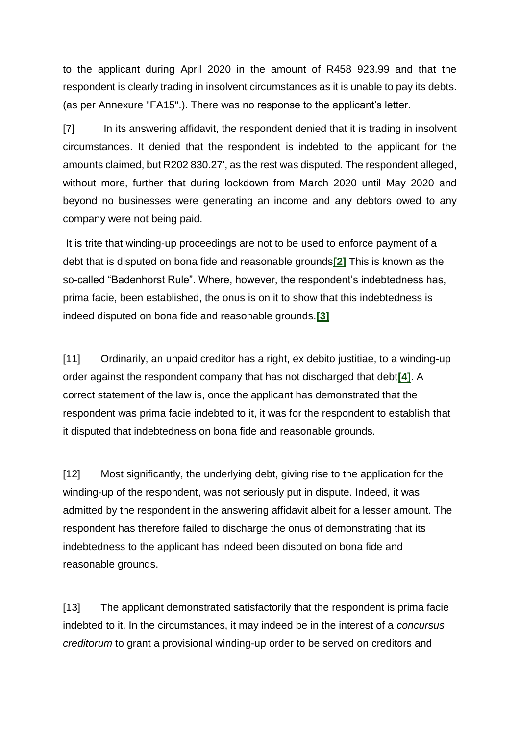to the applicant during April 2020 in the amount of R458 923.99 and that the respondent is clearly trading in insolvent circumstances as it is unable to pay its debts. (as per Annexure "FA15".). There was no response to the applicant's letter.

[7] In its answering affidavit, the respondent denied that it is trading in insolvent circumstances. It denied that the respondent is indebted to the applicant for the amounts claimed, but R202 830.27', as the rest was disputed. The respondent alleged, without more, further that during lockdown from March 2020 until May 2020 and beyond no businesses were generating an income and any debtors owed to any company were not being paid.

It is trite that winding-up proceedings are not to be used to enforce payment of a debt that is disputed on bona fide and reasonable grounds[2] This is known as the so-called "Badenhorst Rule". Where, however, the respondent's indebtedness has, prima facie, been established, the onus is on it to show that this indebtedness is indeed disputed on bona fide and reasonable grounds.[3]

[11] Ordinarily, an unpaid creditor has a right, ex debito justitiae, to a winding-up order against the respondent company that has not discharged that debt[4]. A correct statement of the law is, once the applicant has demonstrated that the respondent was prima facie indebted to it, it was for the respondent to establish that it disputed that indebtedness on bona fide and reasonable grounds.

[12] Most significantly, the underlying debt, giving rise to the application for the winding-up of the respondent, was not seriously put in dispute. Indeed, it was admitted by the respondent in the answering affidavit albeit for a lesser amount. The respondent has therefore failed to discharge the onus of demonstrating that its indebtedness to the applicant has indeed been disputed on bona fide and reasonable grounds.

[13] The applicant demonstrated satisfactorily that the respondent is prima facie indebted to it. In the circumstances, it may indeed be in the interest of a *concursus creditorum* to grant a provisional winding-up order to be served on creditors and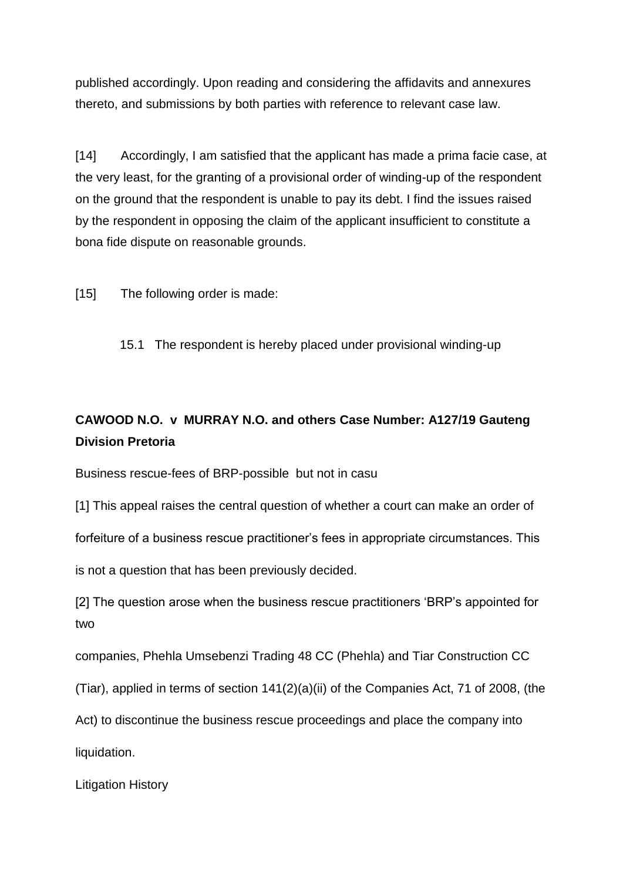published accordingly. Upon reading and considering the affidavits and annexures thereto, and submissions by both parties with reference to relevant case law.

[14] Accordingly, I am satisfied that the applicant has made a prima facie case, at the very least, for the granting of a provisional order of winding-up of the respondent on the ground that the respondent is unable to pay its debt. I find the issues raised by the respondent in opposing the claim of the applicant insufficient to constitute a bona fide dispute on reasonable grounds.

[15] The following order is made:

15.1 The respondent is hereby placed under provisional winding-up

**CAWOOD N.O. v MURRAY N.O. and others Case Number: A127/19 Gauteng Division Pretoria**

Business rescue-fees of BRP-possible but not in casu

[1] This appeal raises the central question of whether a court can make an order of forfeiture of a business rescue practitioner's fees in appropriate circumstances. This is not a question that has been previously decided.

[2] The question arose when the business rescue practitioners 'BRP's appointed for two companies, Phehla Umsebenzi Trading 48 CC (Phehla) and Tiar Construction CC (Tiar), applied in terms of section 141(2)(a)(ii) of the Companies Act, 71 of 2008, (the Act) to discontinue the business rescue proceedings and place the company into liquidation.

Litigation History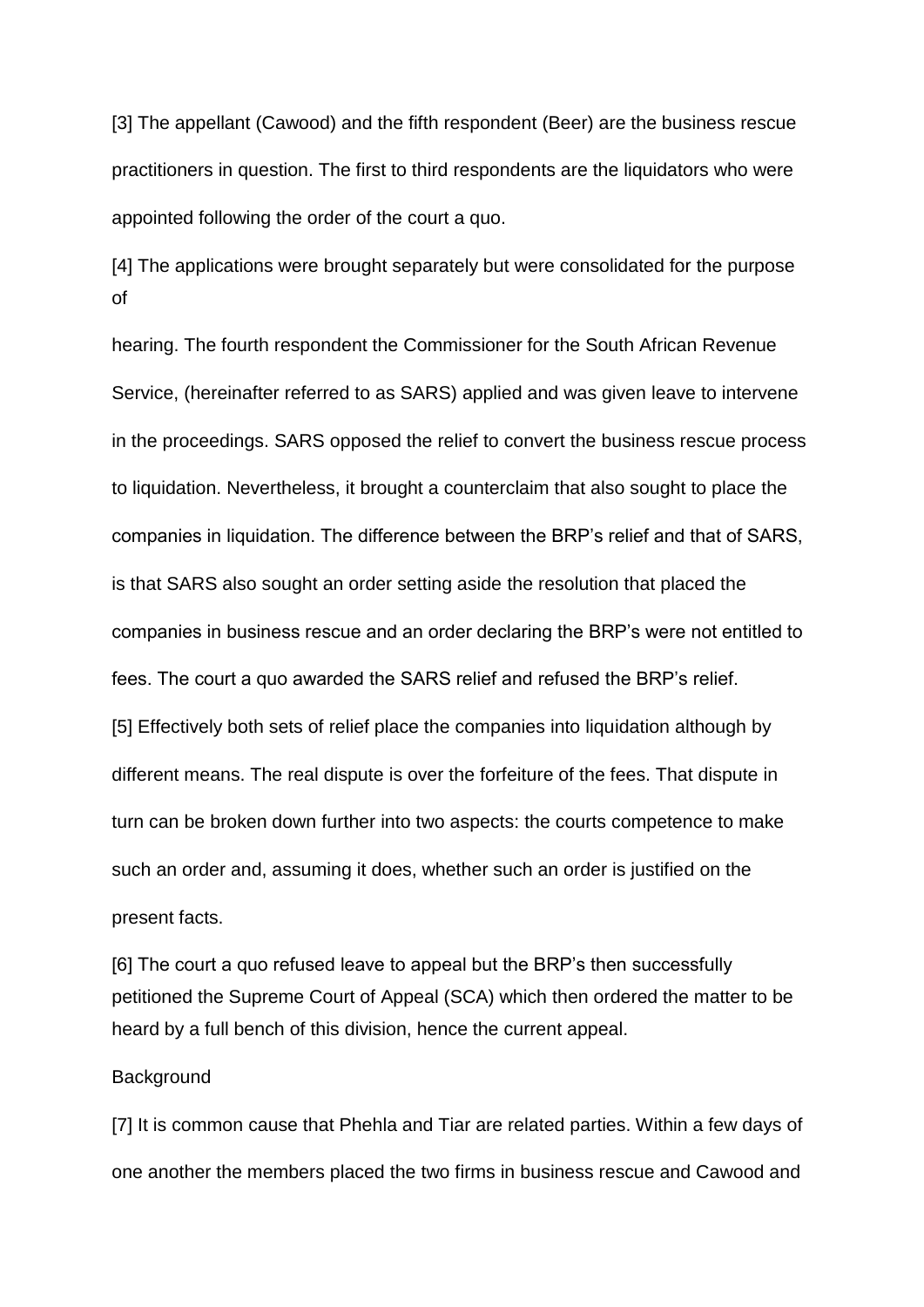[3] The appellant (Cawood) and the fifth respondent (Beer) are the business rescue practitioners in question. The first to third respondents are the liquidators who were appointed following the order of the court a quo.

[4] The applications were brought separately but were consolidated for the purpose of hearing. The fourth respondent the Commissioner for the South African Revenue Service, (hereinafter referred to as SARS) applied and was given leave to intervene in the proceedings. SARS opposed the relief to convert the business rescue process to liquidation. Nevertheless, it brought a counterclaim that also sought to place the companies in liquidation. The difference between the BRP's relief and that of SARS, is that SARS also sought an order setting aside the resolution that placed the companies in business rescue and an order declaring the BRP's were not entitled to fees. The court a quo awarded the SARS relief and refused the BRP's relief.

[5] Effectively both sets of relief place the companies into liquidation although by different means. The real dispute is over the forfeiture of the fees. That dispute in turn can be broken down further into two aspects: the courts competence to make such an order and, assuming it does, whether such an order is justified on the present facts.

[6] The court a quo refused leave to appeal but the BRP's then successfully petitioned the Supreme Court of Appeal (SCA) which then ordered the matter to be heard by a full bench of this division, hence the current appeal.

Background

[7] It is common cause that Phehla and Tiar are related parties. Within a few days of one another the members placed the two firms in business rescue and Cawood and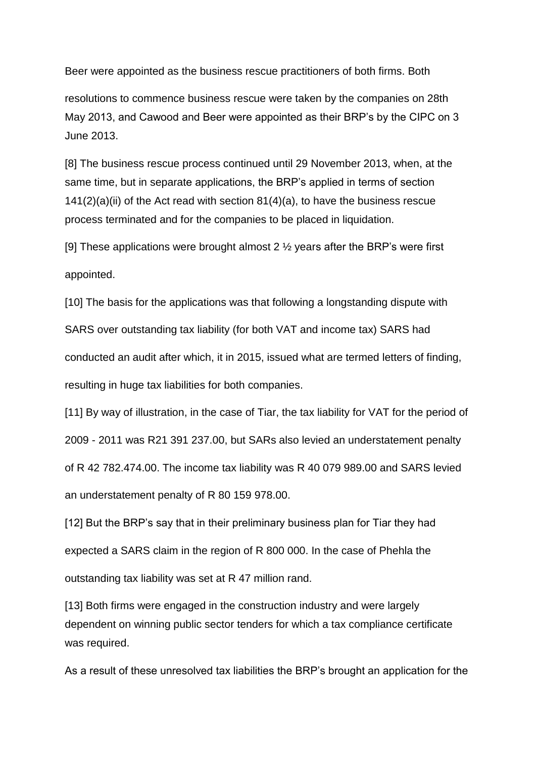Beer were appointed as the business rescue practitioners of both firms. Both resolutions to commence business rescue were taken by the companies on 28th May 2013, and Cawood and Beer were appointed as their BRP's by the CIPC on 3 June 2013.

[8] The business rescue process continued until 29 November 2013, when, at the same time, but in separate applications, the BRP's applied in terms of section 141(2)(a)(ii) of the Act read with section 81(4)(a), to have the business rescue process terminated and for the companies to be placed in liquidation.

[9] These applications were brought almost 2 ½ years after the BRP's were first appointed.

[10] The basis for the applications was that following a longstanding dispute with SARS over outstanding tax liability (for both VAT and income tax) SARS had conducted an audit after which, it in 2015, issued what are termed letters of finding, resulting in huge tax liabilities for both companies.

[11] By way of illustration, in the case of Tiar, the tax liability for VAT for the period of 2009 - 2011 was R21 391 237.00, but SARs also levied an understatement penalty of R 42 782.474.00. The income tax liability was R 40 079 989.00 and SARS levied an understatement penalty of R 80 159 978.00.

[12] But the BRP's say that in their preliminary business plan for Tiar they had expected a SARS claim in the region of R 800 000. In the case of Phehla the outstanding tax liability was set at R 47 million rand.

[13] Both firms were engaged in the construction industry and were largely dependent on winning public sector tenders for which a tax compliance certificate was required.

As a result of these unresolved tax liabilities the BRP's brought an application for the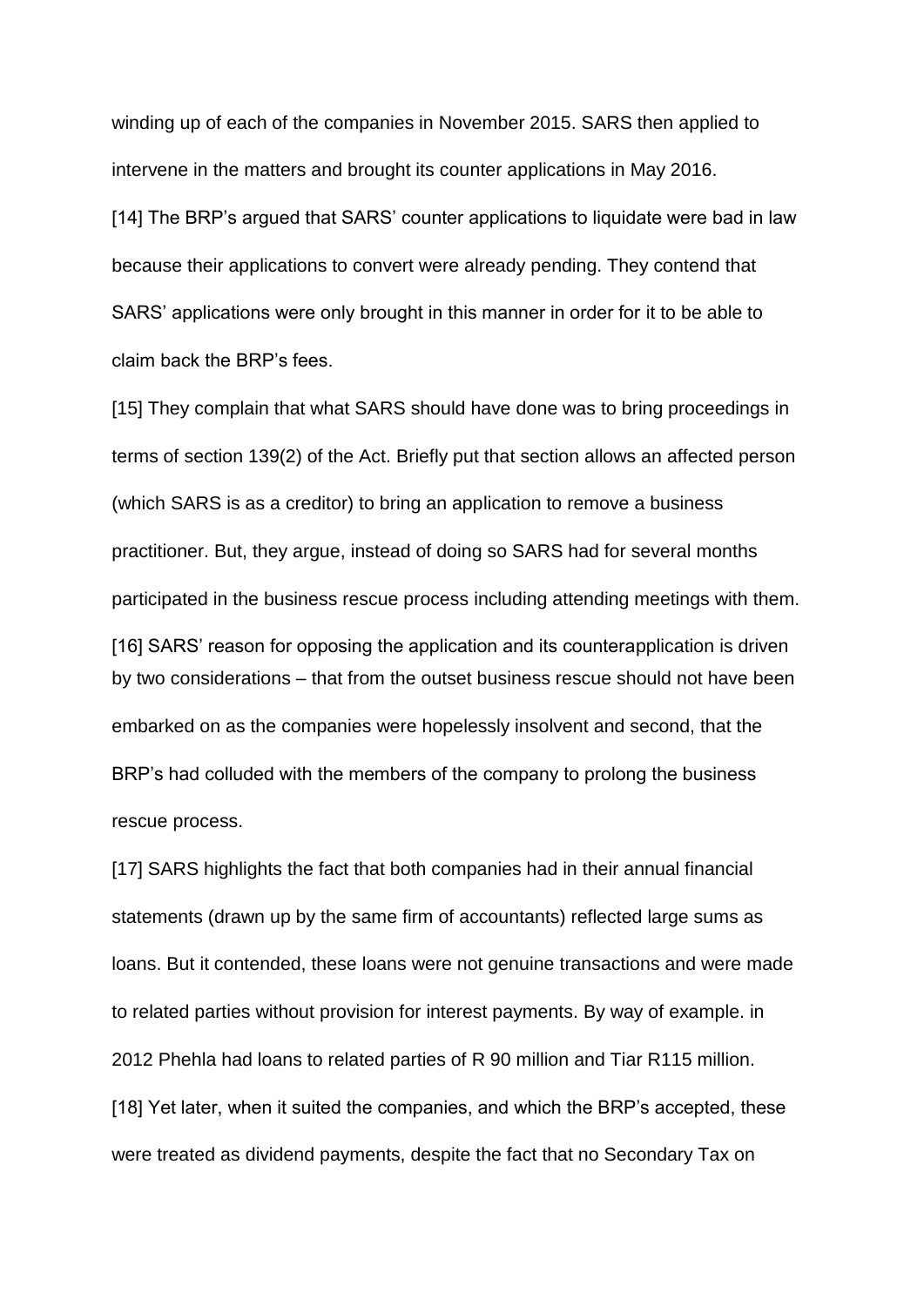winding up of each of the companies in November 2015. SARS then applied to intervene in the matters and brought its counter applications in May 2016.

[14] The BRP's argued that SARS' counter applications to liquidate were bad in law because their applications to convert were already pending. They contend that SARS' applications were only brought in this manner in order for it to be able to claim back the BRP's fees.

[15] They complain that what SARS should have done was to bring proceedings in terms of section 139(2) of the Act. Briefly put that section allows an affected person (which SARS is as a creditor) to bring an application to remove a business practitioner. But, they argue, instead of doing so SARS had for several months participated in the business rescue process including attending meetings with them.

[16] SARS' reason for opposing the application and its counterapplication is driven by two considerations – that from the outset business rescue should not have been embarked on as the companies were hopelessly insolvent and second, that the BRP's had colluded with the members of the company to prolong the business rescue process.

[17] SARS highlights the fact that both companies had in their annual financial statements (drawn up by the same firm of accountants) reflected large sums as loans. But it contended, these loans were not genuine transactions and were made to related parties without provision for interest payments. By way of example. in 2012 Phehla had loans to related parties of R 90 million and Tiar R115 million.

[18] Yet later, when it suited the companies, and which the BRP's accepted, these were treated as dividend payments, despite the fact that no Secondary Tax on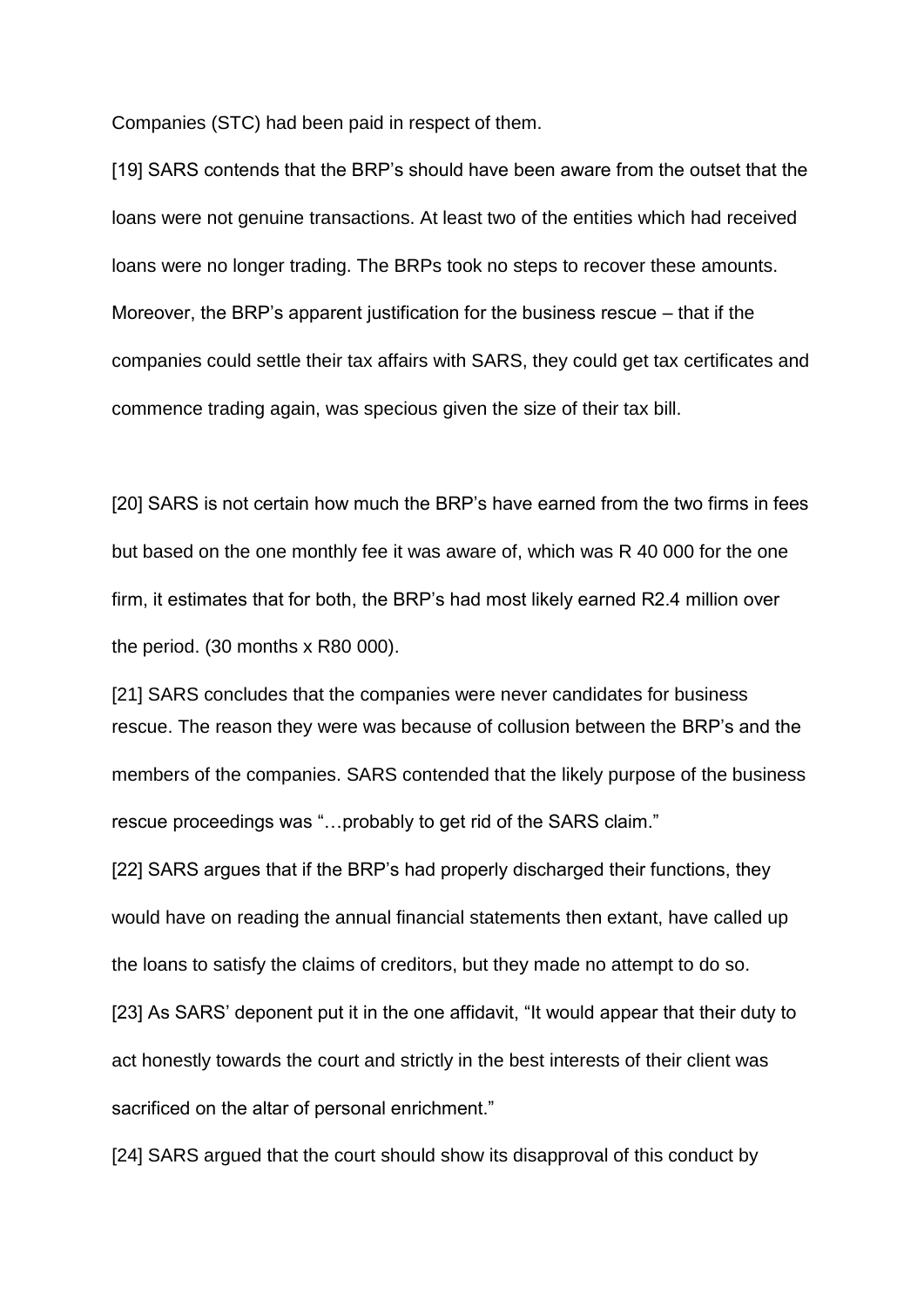Companies (STC) had been paid in respect of them.

[19] SARS contends that the BRP's should have been aware from the outset that the loans were not genuine transactions. At least two of the entities which had received loans were no longer trading. The BRPs took no steps to recover these amounts. Moreover, the BRP's apparent justification for the business rescue – that if the companies could settle their tax affairs with SARS, they could get tax certificates and commence trading again, was specious given the size of their tax bill.

[20] SARS is not certain how much the BRP's have earned from the two firms in fees but based on the one monthly fee it was aware of, which was R 40 000 for the one firm, it estimates that for both, the BRP's had most likely earned R2.4 million over the period. (30 months x R80 000).

[21] SARS concludes that the companies were never candidates for business rescue. The reason they were was because of collusion between the BRP's and the members of the companies. SARS contended that the likely purpose of the business rescue proceedings was "…probably to get rid of the SARS claim."

[22] SARS argues that if the BRP's had properly discharged their functions, they would have on reading the annual financial statements then extant, have called up the loans to satisfy the claims of creditors, but they made no attempt to do so.

[23] As SARS' deponent put it in the one affidavit, "It would appear that their duty to act honestly towards the court and strictly in the best interests of their client was sacrificed on the altar of personal enrichment."

[24] SARS argued that the court should show its disapproval of this conduct by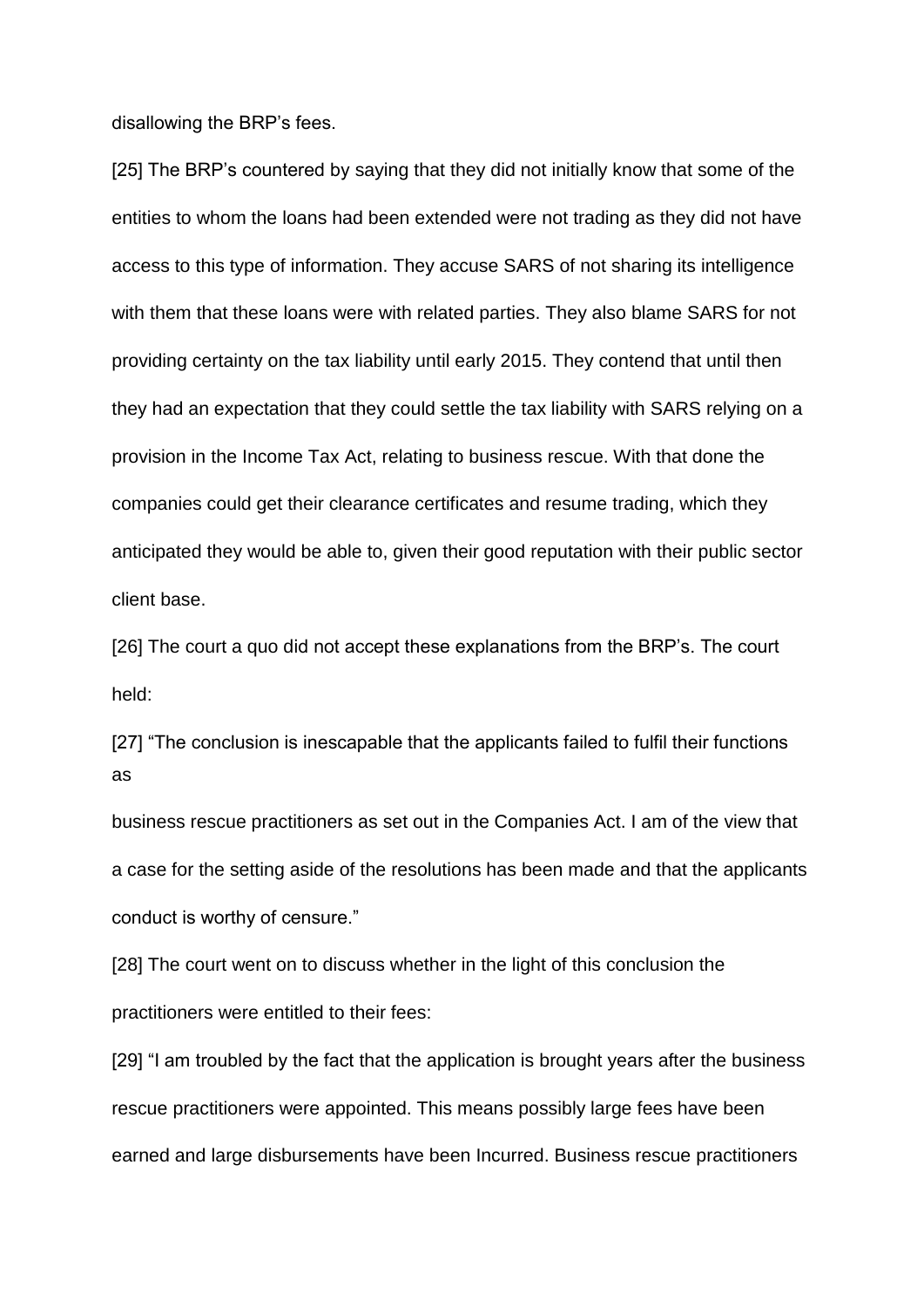disallowing the BRP's fees.

[25] The BRP's countered by saying that they did not initially know that some of the entities to whom the loans had been extended were not trading as they did not have access to this type of information. They accuse SARS of not sharing its intelligence with them that these loans were with related parties. They also blame SARS for not providing certainty on the tax liability until early 2015. They contend that until then they had an expectation that they could settle the tax liability with SARS relying on a provision in the Income Tax Act, relating to business rescue. With that done the companies could get their clearance certificates and resume trading, which they anticipated they would be able to, given their good reputation with their public sector client base.

[26] The court a quo did not accept these explanations from the BRP's. The court held:

[27] "The conclusion is inescapable that the applicants failed to fulfil their functions as

business rescue practitioners as set out in the Companies Act. I am of the view that a case for the setting aside of the resolutions has been made and that the applicants conduct is worthy of censure."

[28] The court went on to discuss whether in the light of this conclusion the practitioners were entitled to their fees:

[29] "I am troubled by the fact that the application is brought years after the business rescue practitioners were appointed. This means possibly large fees have been earned and large disbursements have been Incurred. Business rescue practitioners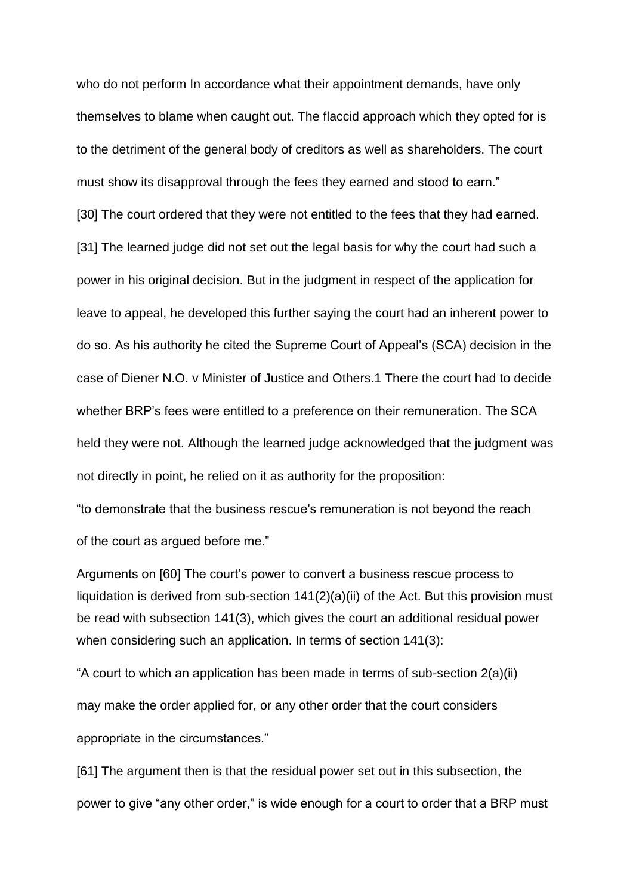who do not perform In accordance what their appointment demands, have only themselves to blame when caught out. The flaccid approach which they opted for is to the detriment of the general body of creditors as well as shareholders. The court must show its disapproval through the fees they earned and stood to earn."

[30] The court ordered that they were not entitled to the fees that they had earned.

[31] The learned judge did not set out the legal basis for why the court had such a power in his original decision. But in the judgment in respect of the application for leave to appeal, he developed this further saying the court had an inherent power to do so. As his authority he cited the Supreme Court of Appeal's (SCA) decision in the case of Diener N.O. v Minister of Justice and Others.1 There the court had to decide whether BRP's fees were entitled to a preference on their remuneration. The SCA held they were not. Although the learned judge acknowledged that the judgment was not directly in point, he relied on it as authority for the proposition:

"to demonstrate that the business rescue's remuneration is not beyond the reach of the court as argued before me."

Arguments on [60] The court's power to convert a business rescue process to liquidation is derived from sub-section 141(2)(a)(ii) of the Act. But this provision must be read with subsection 141(3), which gives the court an additional residual power when considering such an application. In terms of section 141(3):

"A court to which an application has been made in terms of sub-section 2(a)(ii) may make the order applied for, or any other order that the court considers appropriate in the circumstances."

[61] The argument then is that the residual power set out in this subsection, the power to give "any other order," is wide enough for a court to order that a BRP must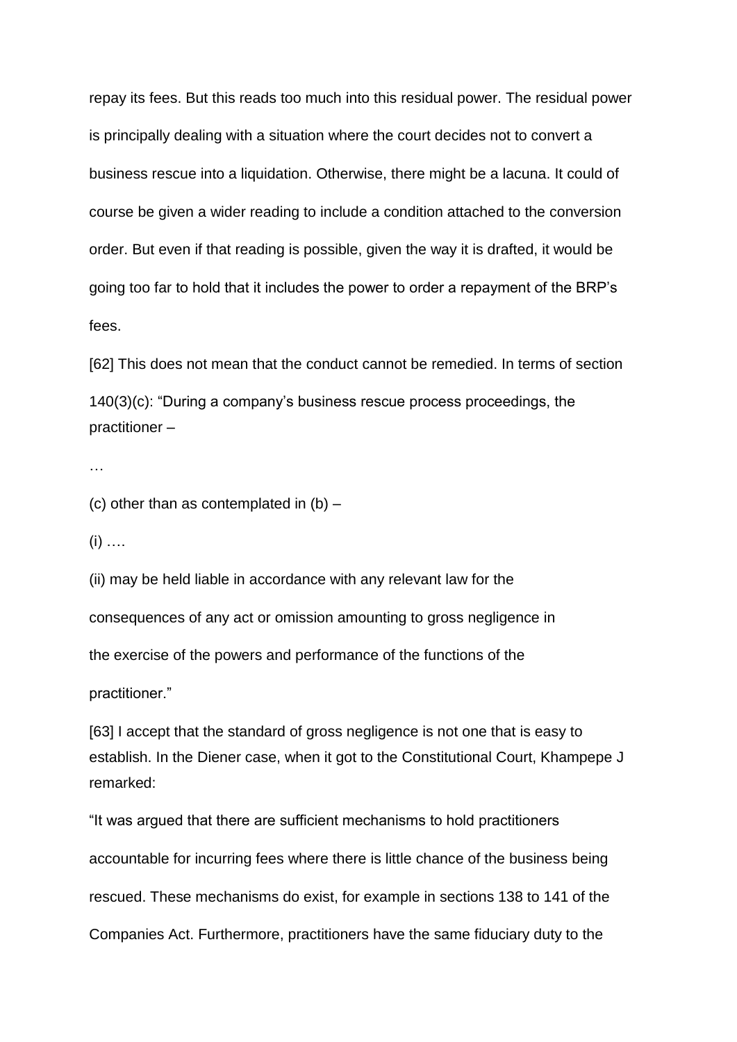repay its fees. But this reads too much into this residual power. The residual power is principally dealing with a situation where the court decides not to convert a business rescue into a liquidation. Otherwise, there might be a lacuna. It could of course be given a wider reading to include a condition attached to the conversion order. But even if that reading is possible, given the way it is drafted, it would be going too far to hold that it includes the power to order a repayment of the BRP's fees.

[62] This does not mean that the conduct cannot be remedied. In terms of section 140(3)(c): "During a company's business rescue process proceedings, the practitioner –

…

(c) other than as contemplated in (b) –

(i) ….

(ii) may be held liable in accordance with any relevant law for the consequences of any act or omission amounting to gross negligence in the exercise of the powers and performance of the functions of the practitioner."

[63] I accept that the standard of gross negligence is not one that is easy to establish. In the Diener case, when it got to the Constitutional Court, Khampepe J remarked:

"It was argued that there are sufficient mechanisms to hold practitioners accountable for incurring fees where there is little chance of the business being rescued. These mechanisms do exist, for example in sections 138 to 141 of the Companies Act. Furthermore, practitioners have the same fiduciary duty to the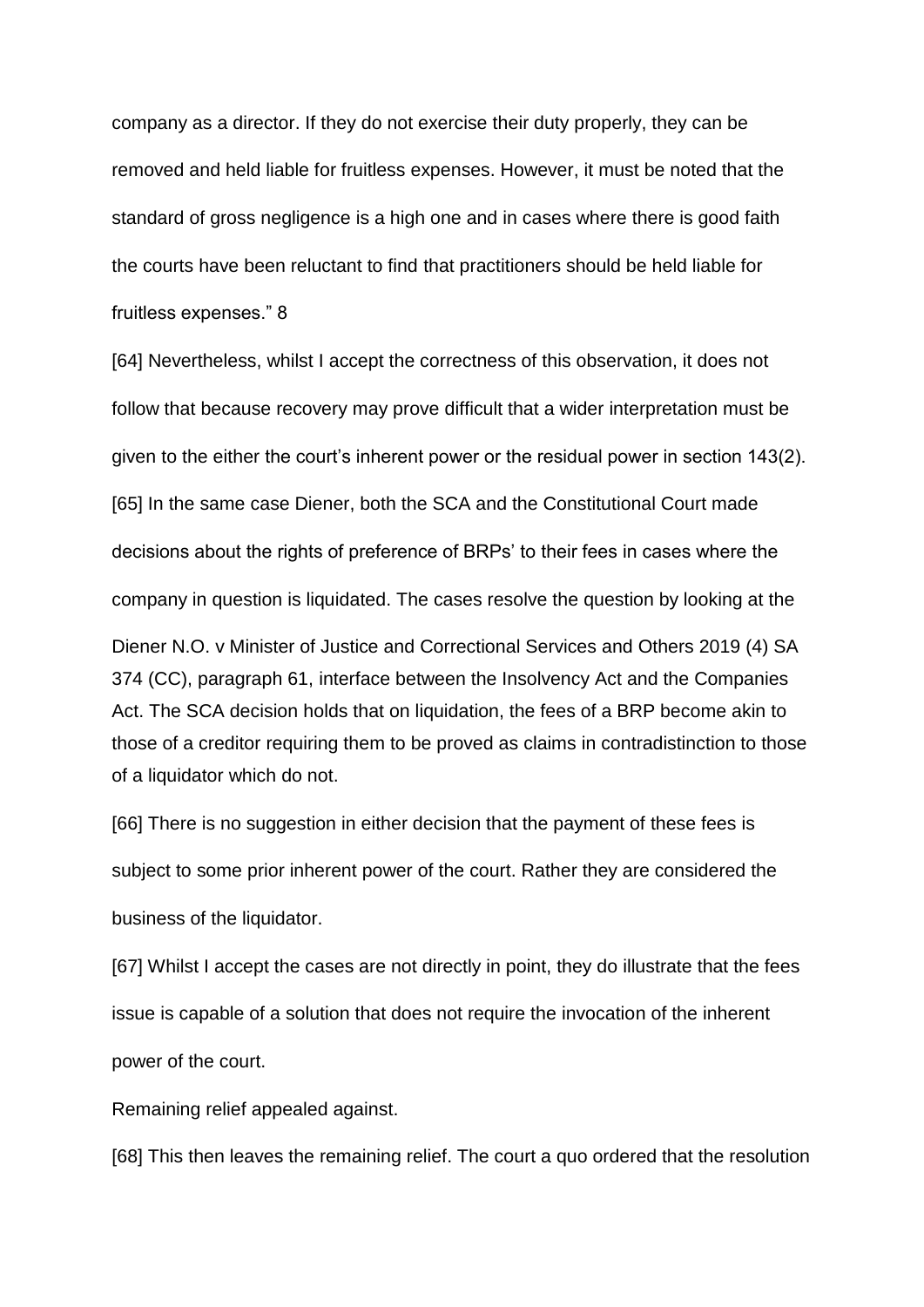company as a director. If they do not exercise their duty properly, they can be removed and held liable for fruitless expenses. However, it must be noted that the standard of gross negligence is a high one and in cases where there is good faith the courts have been reluctant to find that practitioners should be held liable for fruitless expenses." 8

[64] Nevertheless, whilst I accept the correctness of this observation, it does not follow that because recovery may prove difficult that a wider interpretation must be given to the either the court's inherent power or the residual power in section 143(2).

[65] In the same case Diener, both the SCA and the Constitutional Court made decisions about the rights of preference of BRPs' to their fees in cases where the company in question is liquidated. The cases resolve the question by looking at the

Diener N.O. v Minister of Justice and Correctional Services and Others 2019 (4) SA 374 (CC), paragraph 61, interface between the Insolvency Act and the Companies Act. The SCA decision holds that on liquidation, the fees of a BRP become akin to those of a creditor requiring them to be proved as claims in contradistinction to those of a liquidator which do not.

[66] There is no suggestion in either decision that the payment of these fees is subject to some prior inherent power of the court. Rather they are considered the business of the liquidator.

[67] Whilst I accept the cases are not directly in point, they do illustrate that the fees issue is capable of a solution that does not require the invocation of the inherent power of the court.

Remaining relief appealed against.

[68] This then leaves the remaining relief. The court a quo ordered that the resolution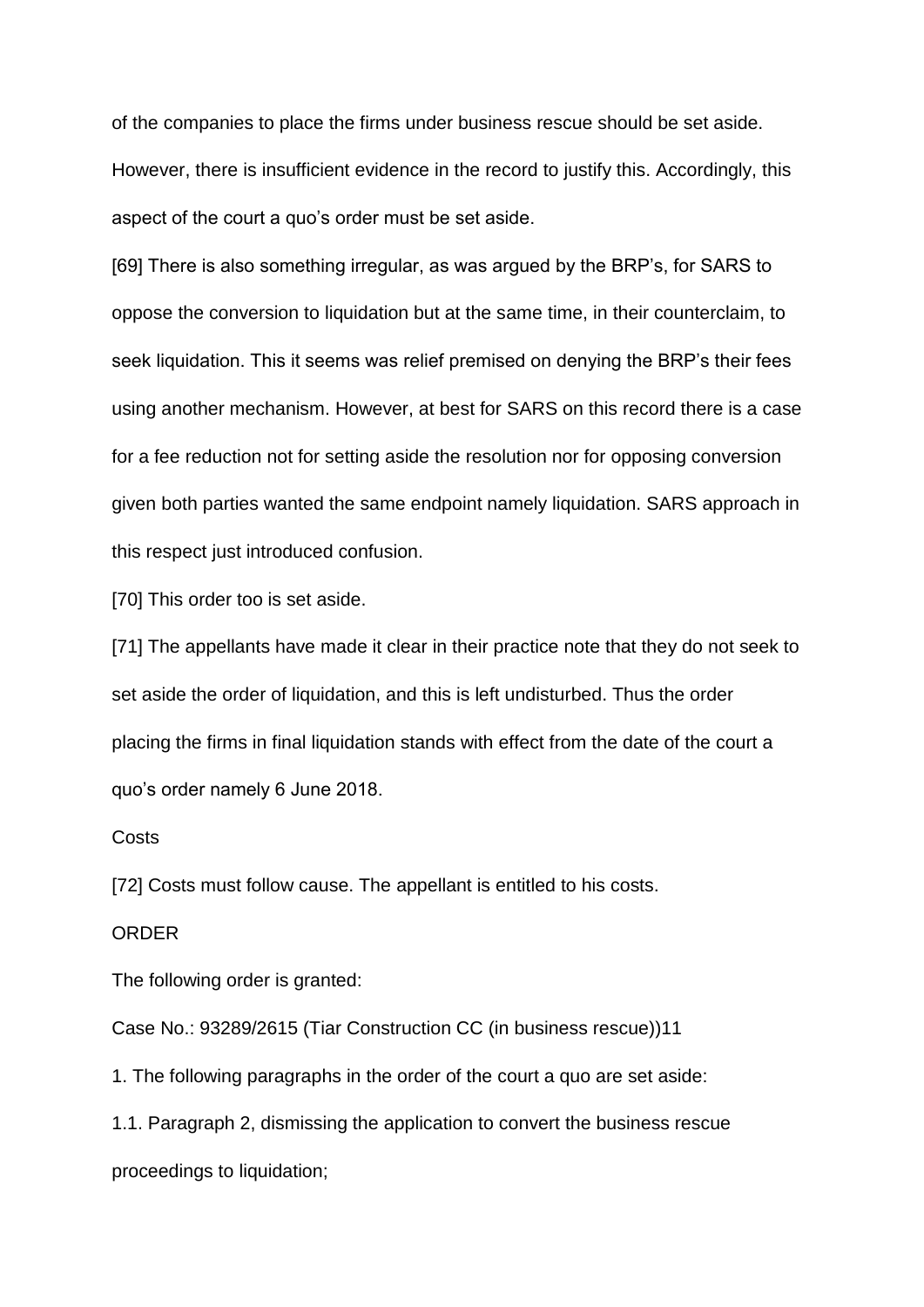of the companies to place the firms under business rescue should be set aside. However, there is insufficient evidence in the record to justify this. Accordingly, this aspect of the court a quo's order must be set aside.

[69] There is also something irregular, as was argued by the BRP's, for SARS to oppose the conversion to liquidation but at the same time, in their counterclaim, to seek liquidation. This it seems was relief premised on denying the BRP's their fees using another mechanism. However, at best for SARS on this record there is a case for a fee reduction not for setting aside the resolution nor for opposing conversion given both parties wanted the same endpoint namely liquidation. SARS approach in this respect just introduced confusion.

[70] This order too is set aside.

[71] The appellants have made it clear in their practice note that they do not seek to set aside the order of liquidation, and this is left undisturbed. Thus the order placing the firms in final liquidation stands with effect from the date of the court a quo's order namely 6 June 2018.

Costs

[72] Costs must follow cause. The appellant is entitled to his costs.

ORDER

The following order is granted:

Case No.: 93289/2615 (Tiar Construction CC (in business rescue))11

1. The following paragraphs in the order of the court a quo are set aside:

1.1. Paragraph 2, dismissing the application to convert the business rescue proceedings to liquidation;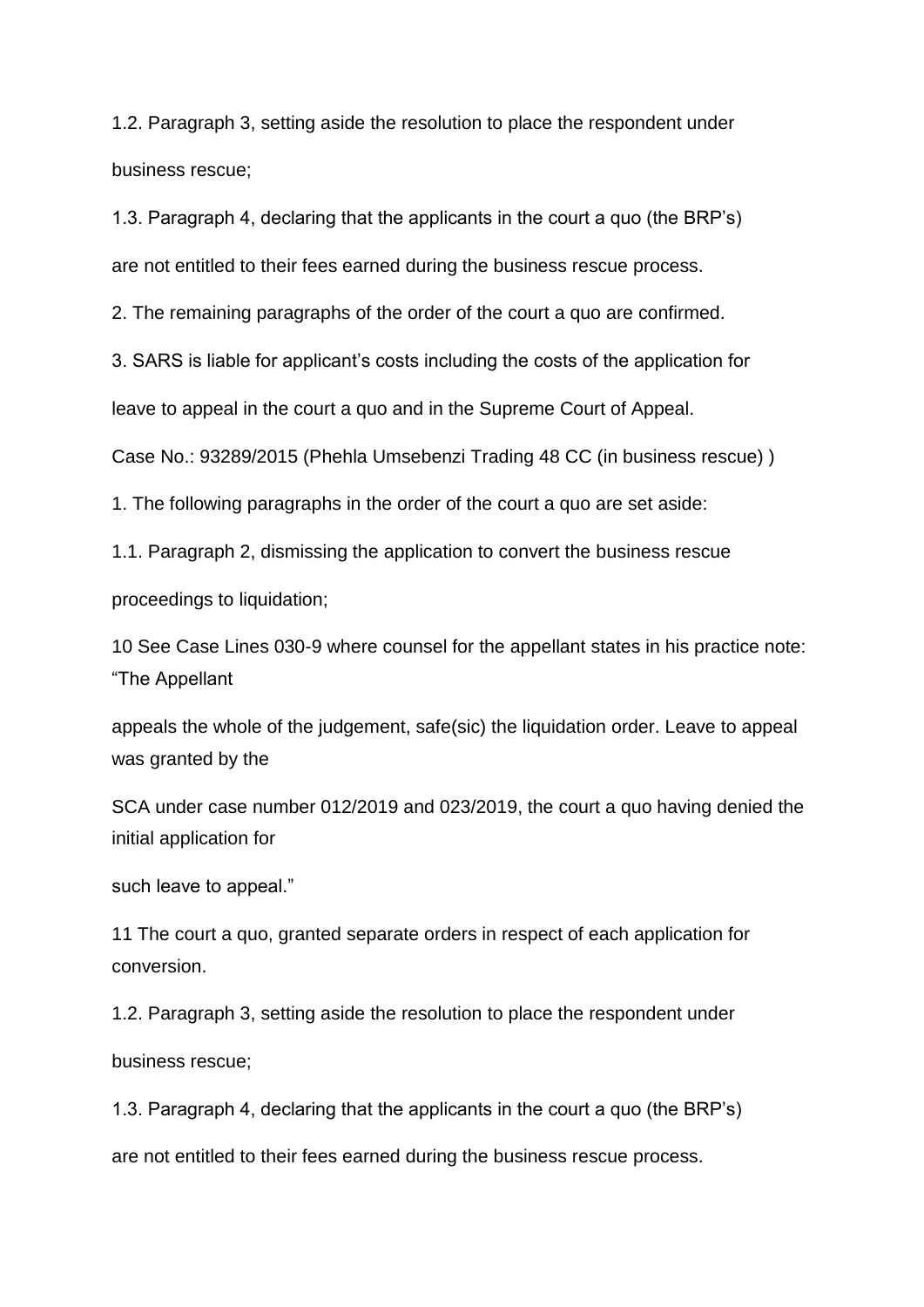1.2. Paragraph 3, setting aside the resolution to place the respondent under business rescue;

1.3. Paragraph 4, declaring that the applicants in the court a quo (the BRP's) are not entitled to their fees earned during the business rescue process.

2. The remaining paragraphs of the order of the court a quo are confirmed.

3. SARS is liable for applicant's costs including the costs of the application for leave to appeal in the court a quo and in the Supreme Court of Appeal.

Case No.: 93289/2015 (Phehla Umsebenzi Trading 48 CC (in business rescue) )

1. The following paragraphs in the order of the court a quo are set aside:

1.1. Paragraph 2, dismissing the application to convert the business rescue proceedings to liquidation;

10 See Case Lines 030-9 where counsel for the appellant states in his practice note: "The Appellant appeals the whole of the judgement, safe(sic) the liquidation order. Leave to appeal was granted by the SCA under case number 012/2019 and 023/2019, the court a quo having denied the initial application for such leave to appeal."

11 The court a quo, granted separate orders in respect of each application for conversion.

1.2. Paragraph 3, setting aside the resolution to place the respondent under business rescue;

1.3. Paragraph 4, declaring that the applicants in the court a quo (the BRP's) are not entitled to their fees earned during the business rescue process.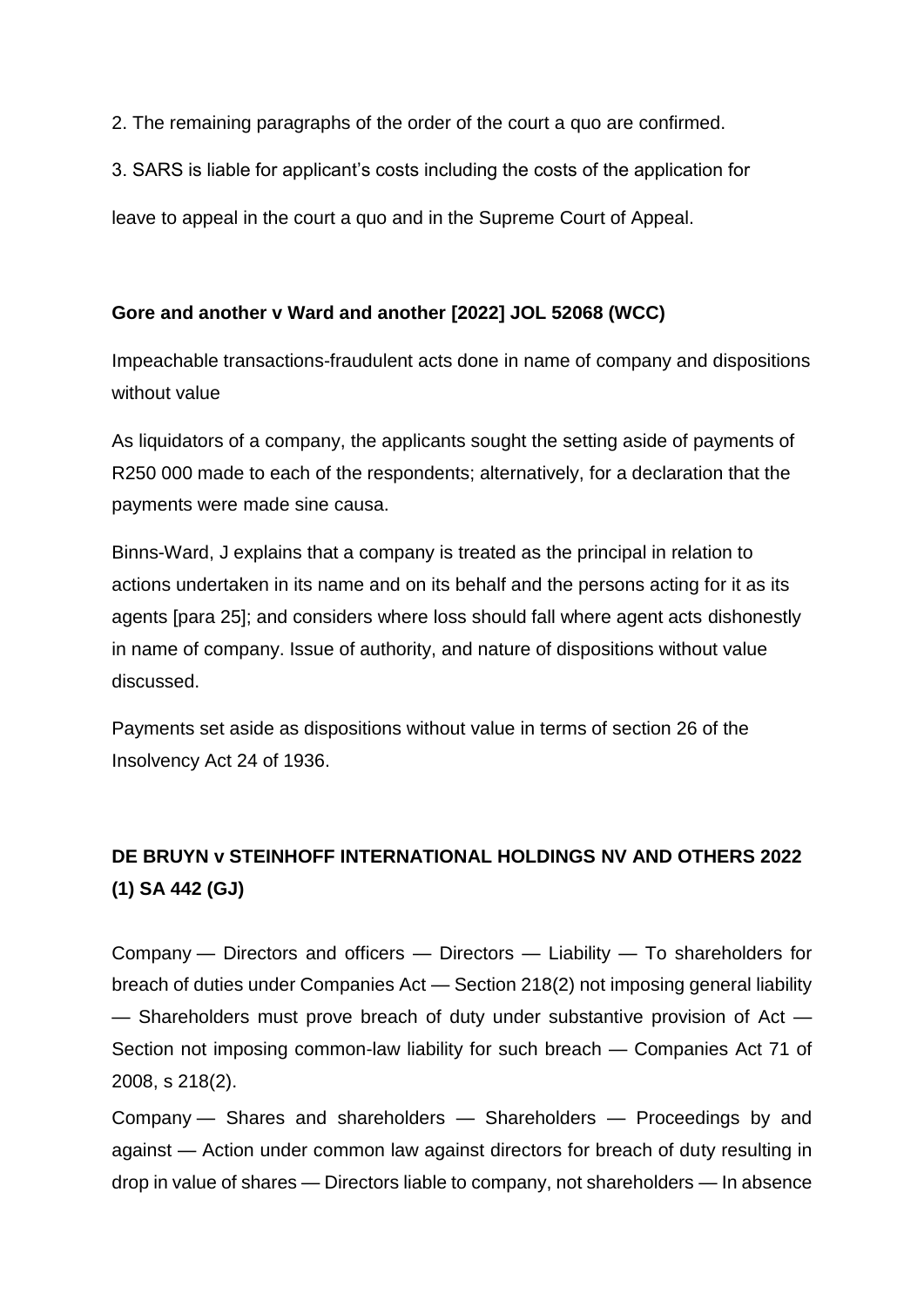2. The remaining paragraphs of the order of the court a quo are confirmed.

3. SARS is liable for applicant's costs including the costs of the application for leave to appeal in the court a quo and in the Supreme Court of Appeal.

**Gore and another v Ward and another [2022] JOL 52068 (WCC)**

Impeachable transactions-fraudulent acts done in name of company and dispositions without value

As liquidators of a company, the applicants sought the setting aside of payments of R250 000 made to each of the respondents; alternatively, for a declaration that the payments were made sine causa.

Binns-Ward, J explains that a company is treated as the principal in relation to actions undertaken in its name and on its behalf and the persons acting for it as its agents [para 25]; and considers where loss should fall where agent acts dishonestly in name of company. Issue of authority, and nature of dispositions without value discussed.

Payments set aside as dispositions without value in terms of section 26 of the Insolvency Act 24 of 1936.

**DE BRUYN v STEINHOFF INTERNATIONAL HOLDINGS NV AND OTHERS 2022 (1) SA 442 (GJ)**

Company — Directors and officers — Directors — Liability — To shareholders for breach of duties under Companies Act — Section 218(2) not imposing general liability — Shareholders must prove breach of duty under substantive provision of Act — Section not imposing common-law liability for such breach — Companies Act 71 of 2008, s 218(2).

Company — Shares and shareholders — Shareholders — Proceedings by and against — Action under common law against directors for breach of duty resulting in drop in value of shares — Directors liable to company, not shareholders — In absence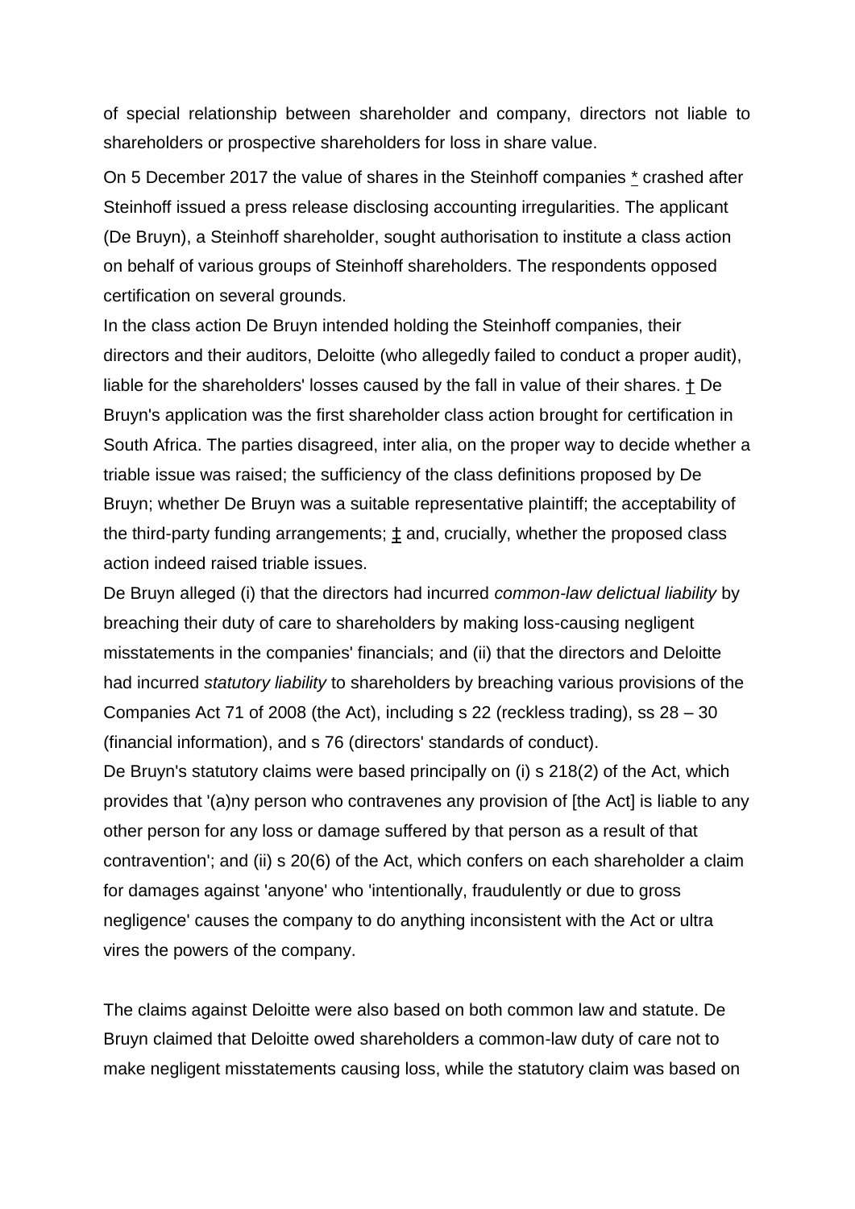of special relationship between shareholder and company, directors not liable to shareholders or prospective shareholders for loss in share value.

On 5 December 2017 the value of shares in the Steinhoff companies * crashed after Steinhoff issued a press release disclosing accounting irregularities. The applicant (De Bruyn), a Steinhoff shareholder, sought authorisation to institute a class action on behalf of various groups of Steinhoff shareholders. The respondents opposed certification on several grounds.

In the class action De Bruyn intended holding the Steinhoff companies, their directors and their auditors, Deloitte (who allegedly failed to conduct a proper audit), liable for the shareholders' losses caused by the fall in value of their shares. † De Bruyn's application was the first shareholder class action brought for certification in South Africa. The parties disagreed, inter alia, on the proper way to decide whether a triable issue was raised; the sufficiency of the class definitions proposed by De Bruyn; whether De Bruyn was a suitable representative plaintiff; the acceptability of the third-party funding arrangements; ‡ and, crucially, whether the proposed class action indeed raised triable issues.

De Bruyn alleged (i) that the directors had incurred *common-law delictual liability* by breaching their duty of care to shareholders by making loss-causing negligent misstatements in the companies' financials; and (ii) that the directors and Deloitte had incurred *statutory liability* to shareholders by breaching various provisions of the Companies Act 71 of 2008 (the Act), including s 22 (reckless trading), ss 28 – 30 (financial information), and s 76 (directors' standards of conduct).

De Bruyn's statutory claims were based principally on (i) s 218(2) of the Act, which provides that '(a)ny person who contravenes any provision of [the Act] is liable to any other person for any loss or damage suffered by that person as a result of that contravention'; and (ii) s 20(6) of the Act, which confers on each shareholder a claim for damages against 'anyone' who 'intentionally, fraudulently or due to gross negligence' causes the company to do anything inconsistent with the Act or ultra vires the powers of the company.

The claims against Deloitte were also based on both common law and statute. De Bruyn claimed that Deloitte owed shareholders a common-law duty of care not to make negligent misstatements causing loss, while the statutory claim was based on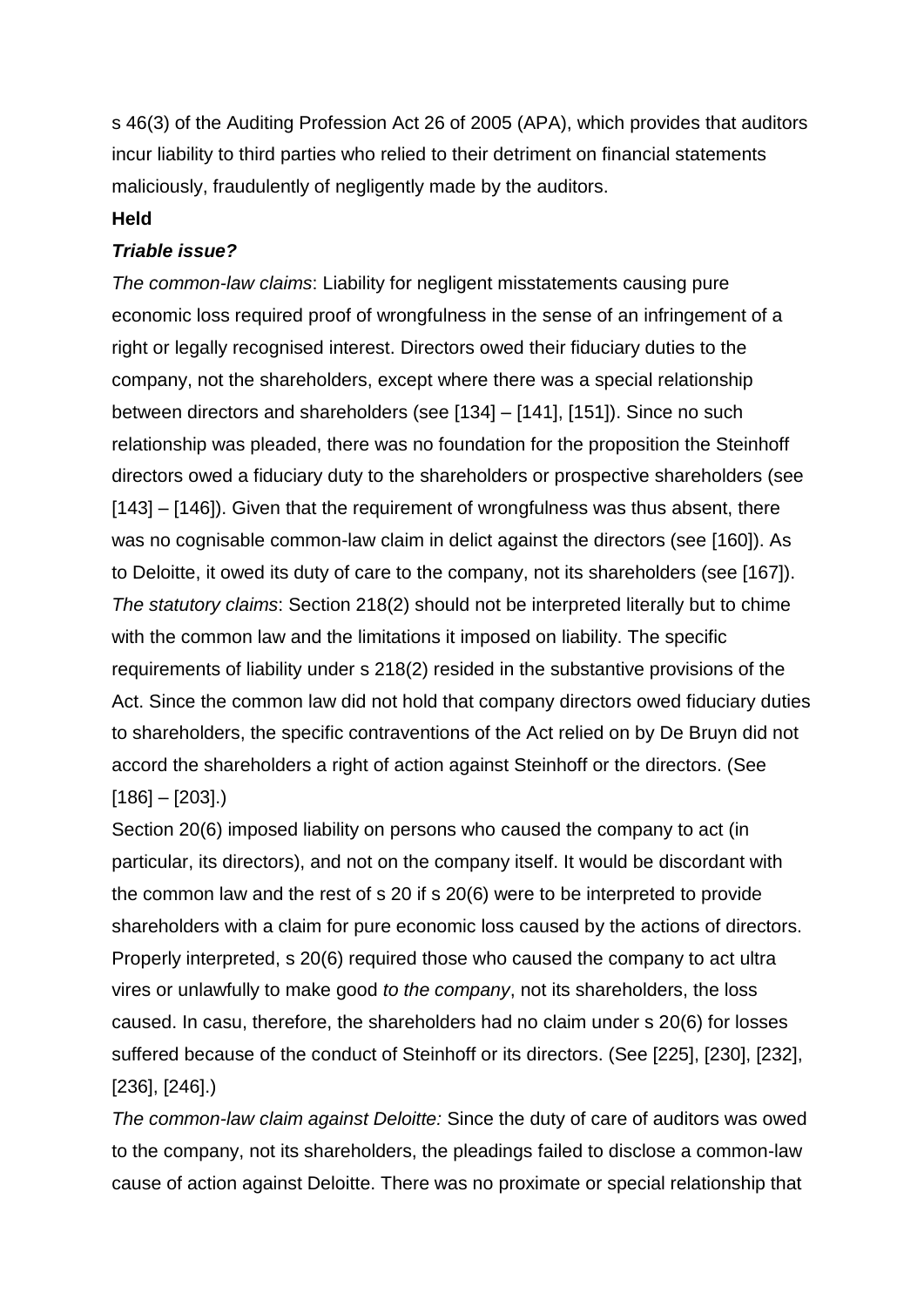s 46(3) of the Auditing Profession Act 26 of 2005 (APA), which provides that auditors incur liability to third parties who relied to their detriment on financial statements maliciously, fraudulently of negligently made by the auditors.

**Held**

***Triable issue?***

*The common-law claims*: Liability for negligent misstatements causing pure economic loss required proof of wrongfulness in the sense of an infringement of a right or legally recognised interest. Directors owed their fiduciary duties to the company, not the shareholders, except where there was a special relationship between directors and shareholders (see [134] – [141], [151]). Since no such relationship was pleaded, there was no foundation for the proposition the Steinhoff directors owed a fiduciary duty to the shareholders or prospective shareholders (see [143] – [146]). Given that the requirement of wrongfulness was thus absent, there was no cognisable common-law claim in delict against the directors (see [160]). As to Deloitte, it owed its duty of care to the company, not its shareholders (see [167]).

*The statutory claims*: Section 218(2) should not be interpreted literally but to chime with the common law and the limitations it imposed on liability. The specific requirements of liability under s 218(2) resided in the substantive provisions of the Act. Since the common law did not hold that company directors owed fiduciary duties to shareholders, the specific contraventions of the Act relied on by De Bruyn did not accord the shareholders a right of action against Steinhoff or the directors. (See [186] – [203].)

Section 20(6) imposed liability on persons who caused the company to act (in particular, its directors), and not on the company itself. It would be discordant with the common law and the rest of s 20 if s 20(6) were to be interpreted to provide shareholders with a claim for pure economic loss caused by the actions of directors. Properly interpreted, s 20(6) required those who caused the company to act ultra vires or unlawfully to make good *to the company*, not its shareholders, the loss caused. In casu, therefore, the shareholders had no claim under s 20(6) for losses suffered because of the conduct of Steinhoff or its directors. (See [225], [230], [232], [236], [246].)

*The common-law claim against Deloitte:* Since the duty of care of auditors was owed to the company, not its shareholders, the pleadings failed to disclose a common-law cause of action against Deloitte. There was no proximate or special relationship that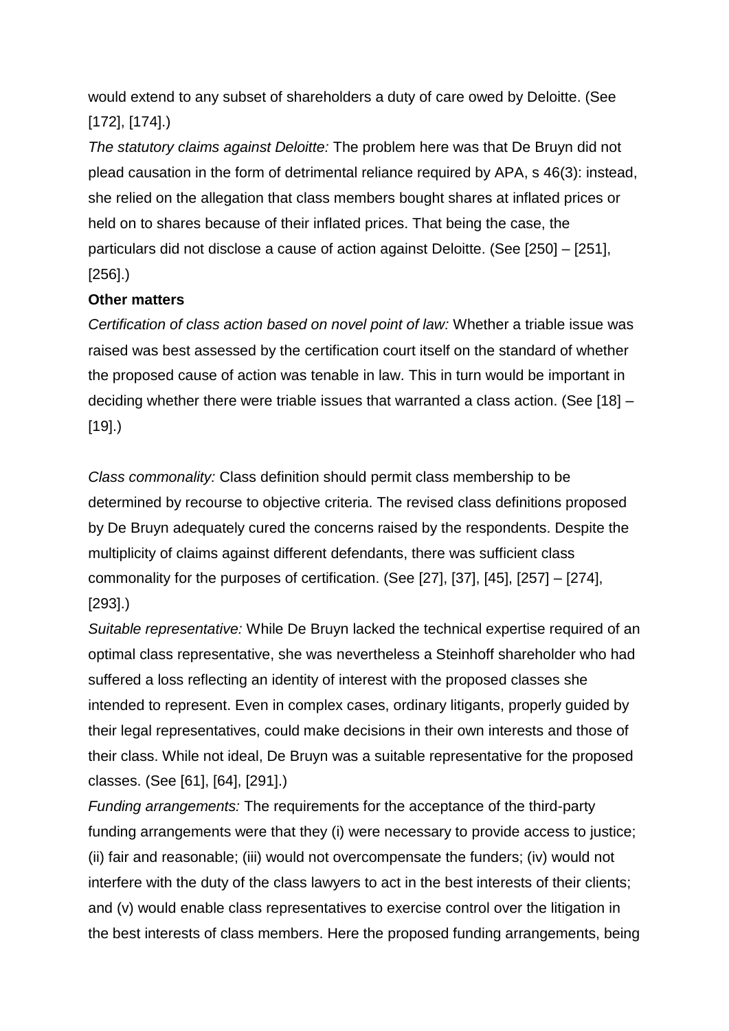would extend to any subset of shareholders a duty of care owed by Deloitte. (See [172], [174].)

*The statutory claims against Deloitte:* The problem here was that De Bruyn did not plead causation in the form of detrimental reliance required by APA, s 46(3): instead, she relied on the allegation that class members bought shares at inflated prices or held on to shares because of their inflated prices. That being the case, the particulars did not disclose a cause of action against Deloitte. (See [250] – [251], [256].)

**Other matters**

*Certification of class action based on novel point of law:* Whether a triable issue was raised was best assessed by the certification court itself on the standard of whether the proposed cause of action was tenable in law. This in turn would be important in deciding whether there were triable issues that warranted a class action. (See [18] – [19].)

*Class commonality:* Class definition should permit class membership to be determined by recourse to objective criteria. The revised class definitions proposed by De Bruyn adequately cured the concerns raised by the respondents. Despite the multiplicity of claims against different defendants, there was sufficient class commonality for the purposes of certification. (See [27], [37], [45], [257] – [274], [293].)

*Suitable representative:* While De Bruyn lacked the technical expertise required of an optimal class representative, she was nevertheless a Steinhoff shareholder who had suffered a loss reflecting an identity of interest with the proposed classes she intended to represent. Even in complex cases, ordinary litigants, properly guided by their legal representatives, could make decisions in their own interests and those of their class. While not ideal, De Bruyn was a suitable representative for the proposed classes. (See [61], [64], [291].)

*Funding arrangements:* The requirements for the acceptance of the third-party funding arrangements were that they (i) were necessary to provide access to justice; (ii) fair and reasonable; (iii) would not overcompensate the funders; (iv) would not interfere with the duty of the class lawyers to act in the best interests of their clients; and (v) would enable class representatives to exercise control over the litigation in the best interests of class members. Here the proposed funding arrangements, being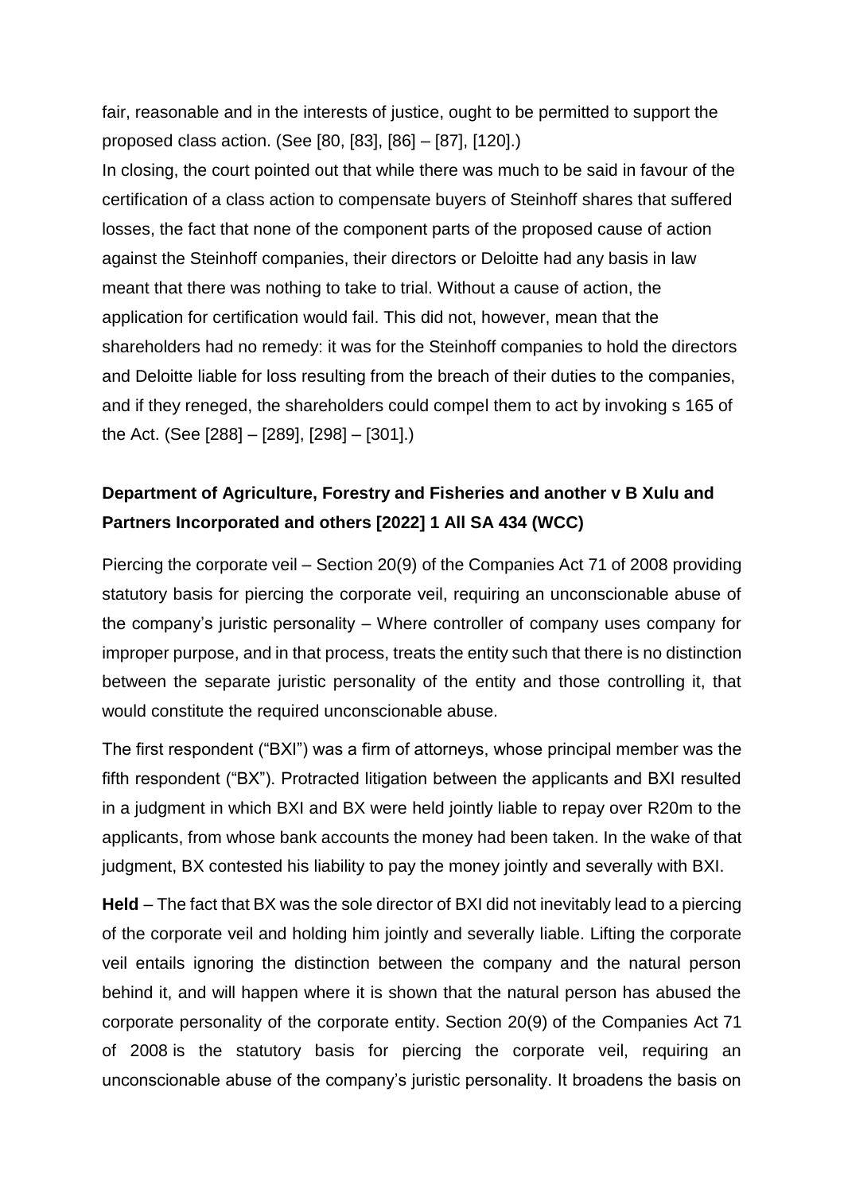fair, reasonable and in the interests of justice, ought to be permitted to support the proposed class action. (See [80, [83], [86] – [87], [120].)

In closing, the court pointed out that while there was much to be said in favour of the certification of a class action to compensate buyers of Steinhoff shares that suffered losses, the fact that none of the component parts of the proposed cause of action against the Steinhoff companies, their directors or Deloitte had any basis in law meant that there was nothing to take to trial. Without a cause of action, the application for certification would fail. This did not, however, mean that the shareholders had no remedy: it was for the Steinhoff companies to hold the directors and Deloitte liable for loss resulting from the breach of their duties to the companies, and if they reneged, the shareholders could compel them to act by invoking s 165 of the Act. (See [288] – [289], [298] – [301].)

**Department of Agriculture, Forestry and Fisheries and another v B Xulu and Partners Incorporated and others [2022] 1 All SA 434 (WCC)**

Piercing the corporate veil – Section 20(9) of the Companies Act 71 of 2008 providing statutory basis for piercing the corporate veil, requiring an unconscionable abuse of the company's juristic personality – Where controller of company uses company for improper purpose, and in that process, treats the entity such that there is no distinction between the separate juristic personality of the entity and those controlling it, that would constitute the required unconscionable abuse.

The first respondent ("BXI") was a firm of attorneys, whose principal member was the fifth respondent ("BX"). Protracted litigation between the applicants and BXI resulted in a judgment in which BXI and BX were held jointly liable to repay over R20m to the applicants, from whose bank accounts the money had been taken. In the wake of that judgment, BX contested his liability to pay the money jointly and severally with BXI.

**Held** – The fact that BX was the sole director of BXI did not inevitably lead to a piercing of the corporate veil and holding him jointly and severally liable. Lifting the corporate veil entails ignoring the distinction between the company and the natural person behind it, and will happen where it is shown that the natural person has abused the corporate personality of the corporate entity. Section 20(9) of the Companies Act 71 of 2008 is the statutory basis for piercing the corporate veil, requiring an unconscionable abuse of the company's juristic personality. It broadens the basis on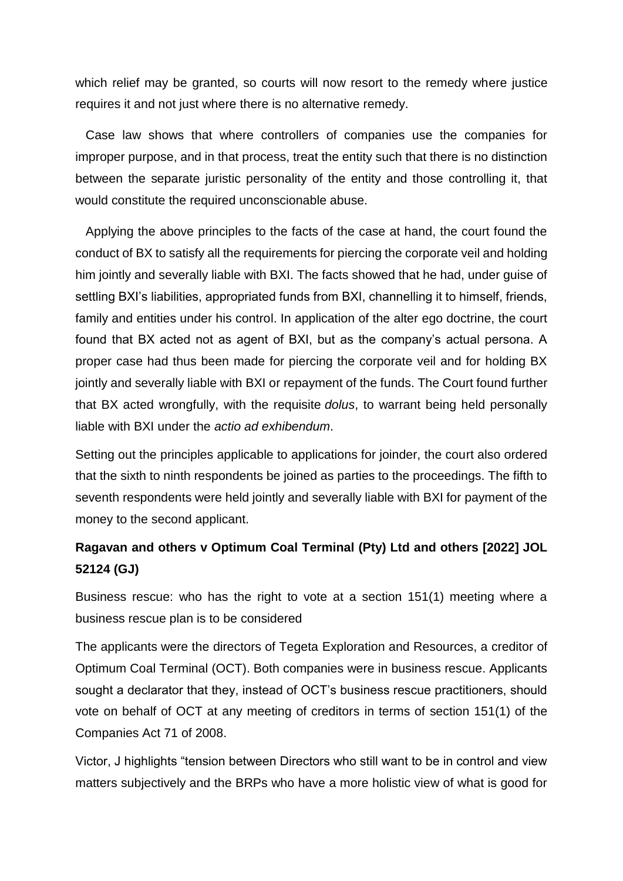which relief may be granted, so courts will now resort to the remedy where justice requires it and not just where there is no alternative remedy.

Case law shows that where controllers of companies use the companies for improper purpose, and in that process, treat the entity such that there is no distinction between the separate juristic personality of the entity and those controlling it, that would constitute the required unconscionable abuse.

Applying the above principles to the facts of the case at hand, the court found the conduct of BX to satisfy all the requirements for piercing the corporate veil and holding him jointly and severally liable with BXI. The facts showed that he had, under guise of settling BXI's liabilities, appropriated funds from BXI, channelling it to himself, friends, family and entities under his control. In application of the alter ego doctrine, the court found that BX acted not as agent of BXI, but as the company's actual persona. A proper case had thus been made for piercing the corporate veil and for holding BX jointly and severally liable with BXI or repayment of the funds. The Court found further that BX acted wrongfully, with the requisite *dolus*, to warrant being held personally liable with BXI under the *actio ad exhibendum*.

Setting out the principles applicable to applications for joinder, the court also ordered that the sixth to ninth respondents be joined as parties to the proceedings. The fifth to seventh respondents were held jointly and severally liable with BXI for payment of the money to the second applicant.

**Ragavan and others v Optimum Coal Terminal (Pty) Ltd and others [2022] JOL 52124 (GJ)**

Business rescue: who has the right to vote at a section 151(1) meeting where a business rescue plan is to be considered

The applicants were the directors of Tegeta Exploration and Resources, a creditor of Optimum Coal Terminal (OCT). Both companies were in business rescue. Applicants sought a declarator that they, instead of OCT's business rescue practitioners, should vote on behalf of OCT at any meeting of creditors in terms of section 151(1) of the Companies Act 71 of 2008.

Victor, J highlights "tension between Directors who still want to be in control and view matters subjectively and the BRPs who have a more holistic view of what is good for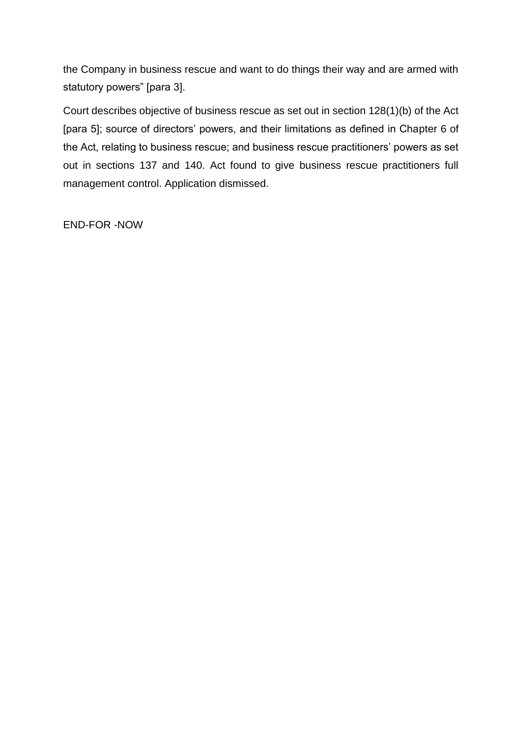the Company in business rescue and want to do things their way and are armed with statutory powers" [para 3].

Court describes objective of business rescue as set out in section 128(1)(b) of the Act [para 5]; source of directors' powers, and their limitations as defined in Chapter 6 of the Act, relating to business rescue; and business rescue practitioners' powers as set out in sections 137 and 140. Act found to give business rescue practitioners full management control. Application dismissed.

END-FOR -NOW